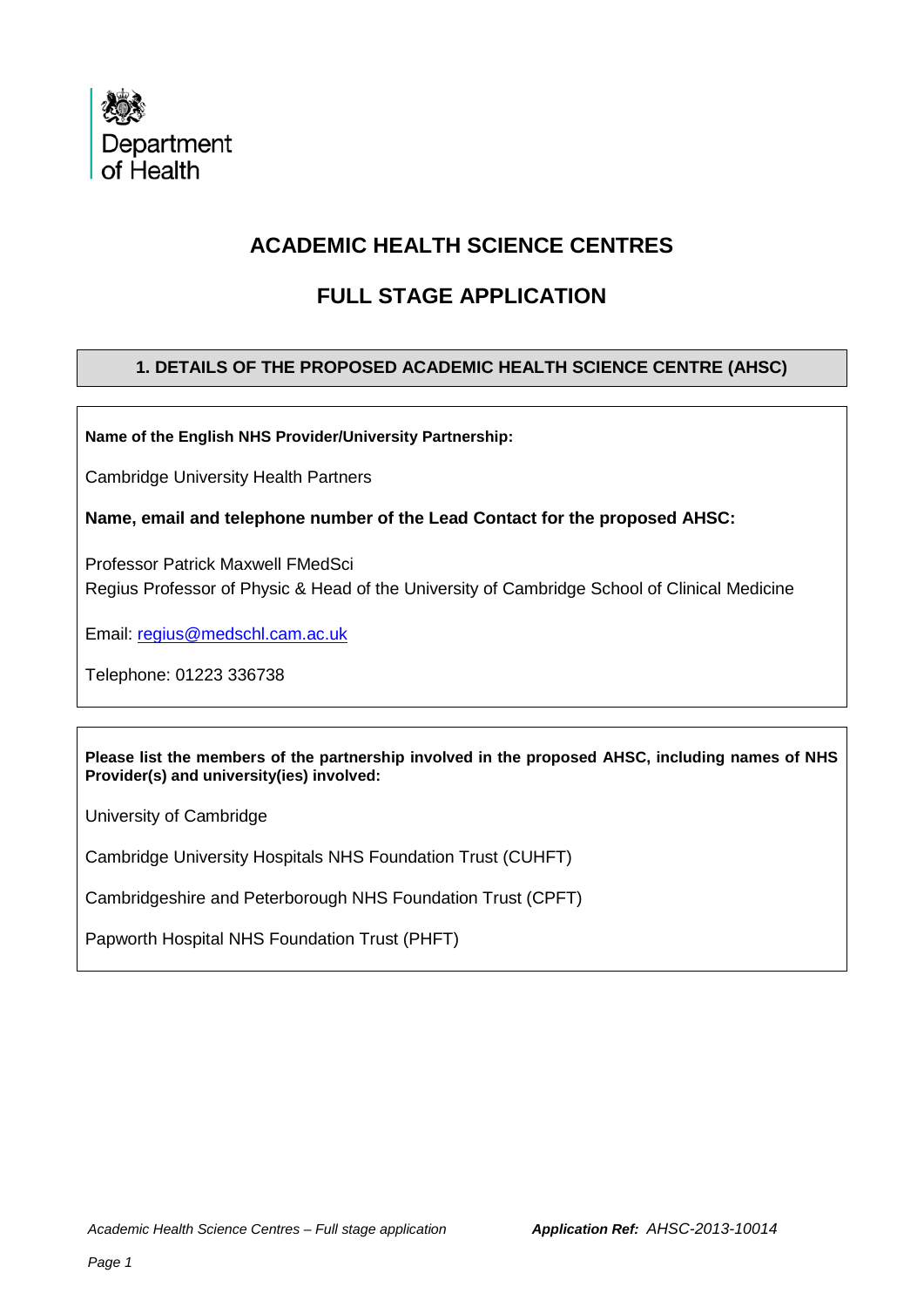Department of Health

# ACADEMIC HEALTH SCIENCE CENTRES

# FULL STAGE APPLICATION

## 1. DETAILS OF THE PROPOSED ACADEMIC HEALTH SCIENCE CENTRE (AHSC)

**Name of the English NHS Provider/University Partnership:**

Cambridge University Health Partners

**Name, email and telephone number of the Lead Contact for the proposed AHSC:**

Professor Patrick Maxwell FMedSci
Regius Professor of Physic & Head of the University of Cambridge School of Clinical Medicine

Email: regius@medschl.cam.ac.uk

Telephone: 01223 336738

**Please list the members of the partnership involved in the proposed AHSC, including names of NHS Provider(s) and university(ies) involved:**

University of Cambridge

Cambridge University Hospitals NHS Foundation Trust (CUHFT)

Cambridgeshire and Peterborough NHS Foundation Trust (CPFT)

Papworth Hospital NHS Foundation Trust (PHFT)

*Academic Health Science Centres – Full stage application* ***Application Ref:*** *AHSC-2013-10014*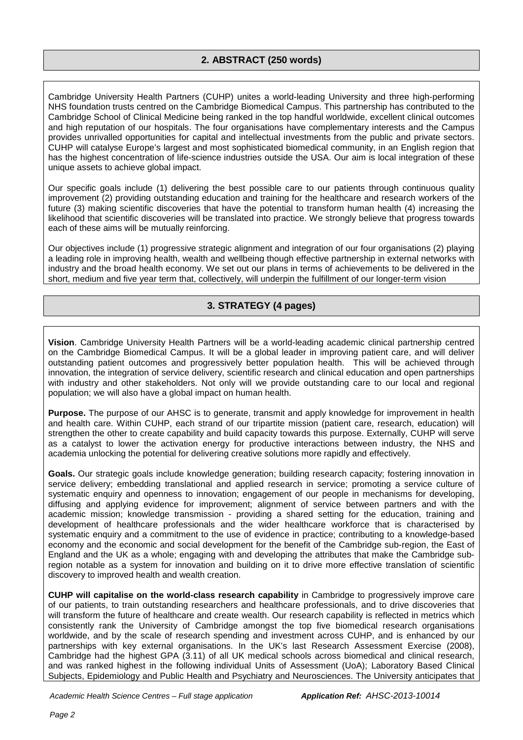## 2. ABSTRACT (250 words)

Cambridge University Health Partners (CUHP) unites a world-leading University and three high-performing NHS foundation trusts centred on the Cambridge Biomedical Campus. This partnership has contributed to the Cambridge School of Clinical Medicine being ranked in the top handful worldwide, excellent clinical outcomes and high reputation of our hospitals. The four organisations have complementary interests and the Campus provides unrivalled opportunities for capital and intellectual investments from the public and private sectors. CUHP will catalyse Europe's largest and most sophisticated biomedical community, in an English region that has the highest concentration of life-science industries outside the USA. Our aim is local integration of these unique assets to achieve global impact.

Our specific goals include (1) delivering the best possible care to our patients through continuous quality improvement (2) providing outstanding education and training for the healthcare and research workers of the future (3) making scientific discoveries that have the potential to transform human health (4) increasing the likelihood that scientific discoveries will be translated into practice. We strongly believe that progress towards each of these aims will be mutually reinforcing.

Our objectives include (1) progressive strategic alignment and integration of our four organisations (2) playing a leading role in improving health, wealth and wellbeing though effective partnership in external networks with industry and the broad health economy. We set out our plans in terms of achievements to be delivered in the short, medium and five year term that, collectively, will underpin the fulfillment of our longer-term vision

## 3. STRATEGY (4 pages)

**Vision**. Cambridge University Health Partners will be a world-leading academic clinical partnership centred on the Cambridge Biomedical Campus. It will be a global leader in improving patient care, and will deliver outstanding patient outcomes and progressively better population health. This will be achieved through innovation, the integration of service delivery, scientific research and clinical education and open partnerships with industry and other stakeholders. Not only will we provide outstanding care to our local and regional population; we will also have a global impact on human health.

**Purpose.** The purpose of our AHSC is to generate, transmit and apply knowledge for improvement in health and health care. Within CUHP, each strand of our tripartite mission (patient care, research, education) will strengthen the other to create capability and build capacity towards this purpose. Externally, CUHP will serve as a catalyst to lower the activation energy for productive interactions between industry, the NHS and academia unlocking the potential for delivering creative solutions more rapidly and effectively.

**Goals.** Our strategic goals include knowledge generation; building research capacity; fostering innovation in service delivery; embedding translational and applied research in service; promoting a service culture of systematic enquiry and openness to innovation; engagement of our people in mechanisms for developing, diffusing and applying evidence for improvement; alignment of service between partners and with the academic mission; knowledge transmission - providing a shared setting for the education, training and development of healthcare professionals and the wider healthcare workforce that is characterised by systematic enquiry and a commitment to the use of evidence in practice; contributing to a knowledge-based economy and the economic and social development for the benefit of the Cambridge sub-region, the East of England and the UK as a whole; engaging with and developing the attributes that make the Cambridge sub-region notable as a system for innovation and building on it to drive more effective translation of scientific discovery to improved health and wealth creation.

**CUHP will capitalise on the world-class research capability** in Cambridge to progressively improve care of our patients, to train outstanding researchers and healthcare professionals, and to drive discoveries that will transform the future of healthcare and create wealth. Our research capability is reflected in metrics which consistently rank the University of Cambridge amongst the top five biomedical research organisations worldwide, and by the scale of research spending and investment across CUHP, and is enhanced by our partnerships with key external organisations. In the UK's last Research Assessment Exercise (2008), Cambridge had the highest GPA (3.11) of all UK medical schools across biomedical and clinical research, and was ranked highest in the following individual Units of Assessment (UoA); Laboratory Based Clinical Subjects, Epidemiology and Public Health and Psychiatry and Neurosciences. The University anticipates that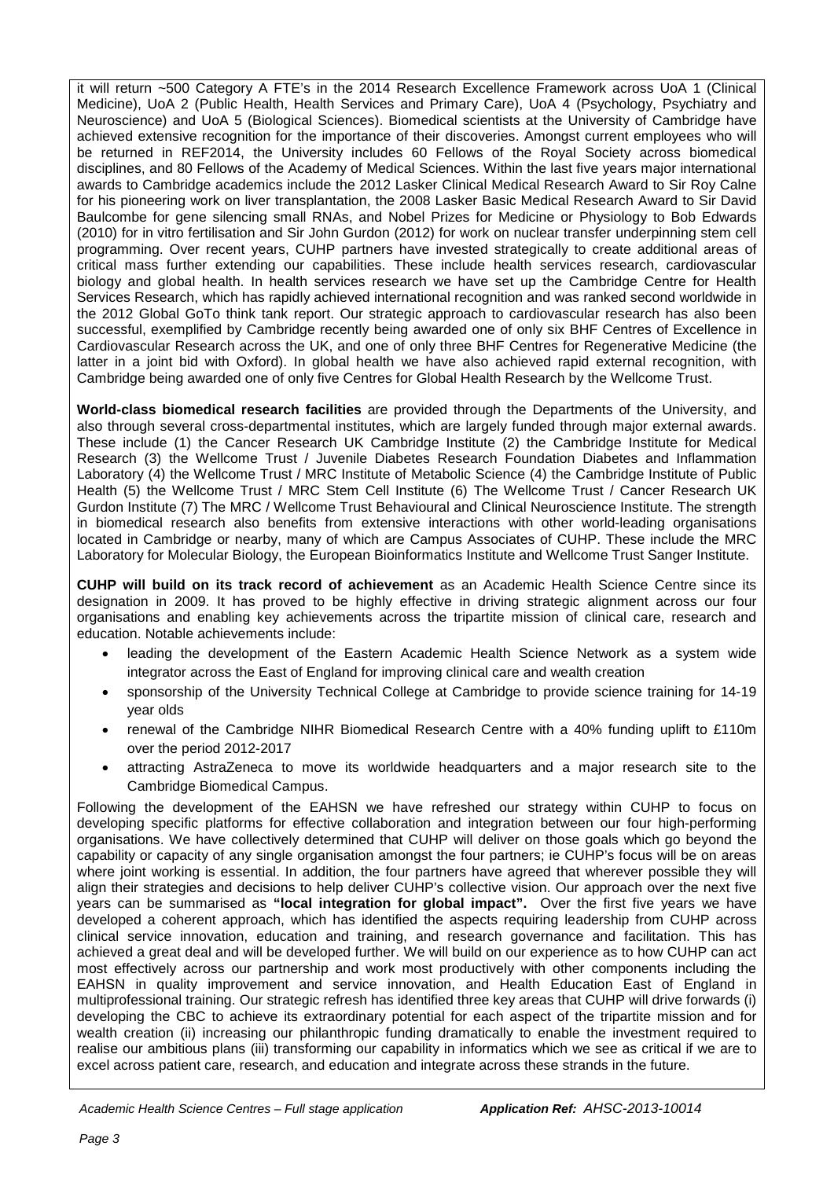it will return ~500 Category A FTE's in the 2014 Research Excellence Framework across UoA 1 (Clinical Medicine), UoA 2 (Public Health, Health Services and Primary Care), UoA 4 (Psychology, Psychiatry and Neuroscience) and UoA 5 (Biological Sciences). Biomedical scientists at the University of Cambridge have achieved extensive recognition for the importance of their discoveries. Amongst current employees who will be returned in REF2014, the University includes 60 Fellows of the Royal Society across biomedical disciplines, and 80 Fellows of the Academy of Medical Sciences. Within the last five years major international awards to Cambridge academics include the 2012 Lasker Clinical Medical Research Award to Sir Roy Calne for his pioneering work on liver transplantation, the 2008 Lasker Basic Medical Research Award to Sir David Baulcombe for gene silencing small RNAs, and Nobel Prizes for Medicine or Physiology to Bob Edwards (2010) for in vitro fertilisation and Sir John Gurdon (2012) for work on nuclear transfer underpinning stem cell programming. Over recent years, CUHP partners have invested strategically to create additional areas of critical mass further extending our capabilities. These include health services research, cardiovascular biology and global health. In health services research we have set up the Cambridge Centre for Health Services Research, which has rapidly achieved international recognition and was ranked second worldwide in the 2012 Global GoTo think tank report. Our strategic approach to cardiovascular research has also been successful, exemplified by Cambridge recently being awarded one of only six BHF Centres of Excellence in Cardiovascular Research across the UK, and one of only three BHF Centres for Regenerative Medicine (the latter in a joint bid with Oxford). In global health we have also achieved rapid external recognition, with Cambridge being awarded one of only five Centres for Global Health Research by the Wellcome Trust.

**World-class biomedical research facilities** are provided through the Departments of the University, and also through several cross-departmental institutes, which are largely funded through major external awards. These include (1) the Cancer Research UK Cambridge Institute (2) the Cambridge Institute for Medical Research (3) the Wellcome Trust / Juvenile Diabetes Research Foundation Diabetes and Inflammation Laboratory (4) the Wellcome Trust / MRC Institute of Metabolic Science (4) the Cambridge Institute of Public Health (5) the Wellcome Trust / MRC Stem Cell Institute (6) The Wellcome Trust / Cancer Research UK Gurdon Institute (7) The MRC / Wellcome Trust Behavioural and Clinical Neuroscience Institute. The strength in biomedical research also benefits from extensive interactions with other world-leading organisations located in Cambridge or nearby, many of which are Campus Associates of CUHP. These include the MRC Laboratory for Molecular Biology, the European Bioinformatics Institute and Wellcome Trust Sanger Institute.

**CUHP will build on its track record of achievement** as an Academic Health Science Centre since its designation in 2009. It has proved to be highly effective in driving strategic alignment across our four organisations and enabling key achievements across the tripartite mission of clinical care, research and education. Notable achievements include:

- leading the development of the Eastern Academic Health Science Network as a system wide integrator across the East of England for improving clinical care and wealth creation
- sponsorship of the University Technical College at Cambridge to provide science training for 14-19 year olds
- renewal of the Cambridge NIHR Biomedical Research Centre with a 40% funding uplift to £110m over the period 2012-2017
- attracting AstraZeneca to move its worldwide headquarters and a major research site to the Cambridge Biomedical Campus.

Following the development of the EAHSN we have refreshed our strategy within CUHP to focus on developing specific platforms for effective collaboration and integration between our four high-performing organisations. We have collectively determined that CUHP will deliver on those goals which go beyond the capability or capacity of any single organisation amongst the four partners; ie CUHP's focus will be on areas where joint working is essential. In addition, the four partners have agreed that wherever possible they will align their strategies and decisions to help deliver CUHP's collective vision. Our approach over the next five years can be summarised as **"local integration for global impact".** Over the first five years we have developed a coherent approach, which has identified the aspects requiring leadership from CUHP across clinical service innovation, education and training, and research governance and facilitation. This has achieved a great deal and will be developed further. We will build on our experience as to how CUHP can act most effectively across our partnership and work most productively with other components including the EAHSN in quality improvement and service innovation, and Health Education East of England in multiprofessional training. Our strategic refresh has identified three key areas that CUHP will drive forwards (i) developing the CBC to achieve its extraordinary potential for each aspect of the tripartite mission and for wealth creation (ii) increasing our philanthropic funding dramatically to enable the investment required to realise our ambitious plans (iii) transforming our capability in informatics which we see as critical if we are to excel across patient care, research, and education and integrate across these strands in the future.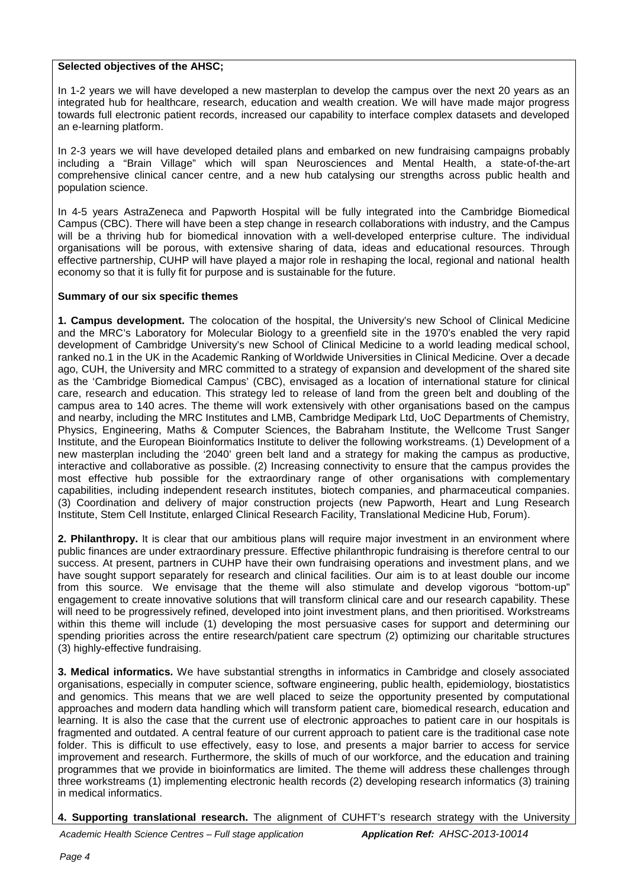**Selected objectives of the AHSC;**

In 1-2 years we will have developed a new masterplan to develop the campus over the next 20 years as an integrated hub for healthcare, research, education and wealth creation. We will have made major progress towards full electronic patient records, increased our capability to interface complex datasets and developed an e-learning platform.

In 2-3 years we will have developed detailed plans and embarked on new fundraising campaigns probably including a "Brain Village" which will span Neurosciences and Mental Health, a state-of-the-art comprehensive clinical cancer centre, and a new hub catalysing our strengths across public health and population science.

In 4-5 years AstraZeneca and Papworth Hospital will be fully integrated into the Cambridge Biomedical Campus (CBC). There will have been a step change in research collaborations with industry, and the Campus will be a thriving hub for biomedical innovation with a well-developed enterprise culture. The individual organisations will be porous, with extensive sharing of data, ideas and educational resources. Through effective partnership, CUHP will have played a major role in reshaping the local, regional and national health economy so that it is fully fit for purpose and is sustainable for the future.

**Summary of our six specific themes**

**1. Campus development.** The colocation of the hospital, the University's new School of Clinical Medicine and the MRC's Laboratory for Molecular Biology to a greenfield site in the 1970's enabled the very rapid development of Cambridge University's new School of Clinical Medicine to a world leading medical school, ranked no.1 in the UK in the Academic Ranking of Worldwide Universities in Clinical Medicine. Over a decade ago, CUH, the University and MRC committed to a strategy of expansion and development of the shared site as the 'Cambridge Biomedical Campus' (CBC), envisaged as a location of international stature for clinical care, research and education. This strategy led to release of land from the green belt and doubling of the campus area to 140 acres. The theme will work extensively with other organisations based on the campus and nearby, including the MRC Institutes and LMB, Cambridge Medipark Ltd, UoC Departments of Chemistry, Physics, Engineering, Maths & Computer Sciences, the Babraham Institute, the Wellcome Trust Sanger Institute, and the European Bioinformatics Institute to deliver the following workstreams. (1) Development of a new masterplan including the '2040' green belt land and a strategy for making the campus as productive, interactive and collaborative as possible. (2) Increasing connectivity to ensure that the campus provides the most effective hub possible for the extraordinary range of other organisations with complementary capabilities, including independent research institutes, biotech companies, and pharmaceutical companies. (3) Coordination and delivery of major construction projects (new Papworth, Heart and Lung Research Institute, Stem Cell Institute, enlarged Clinical Research Facility, Translational Medicine Hub, Forum).

**2. Philanthropy.** It is clear that our ambitious plans will require major investment in an environment where public finances are under extraordinary pressure. Effective philanthropic fundraising is therefore central to our success. At present, partners in CUHP have their own fundraising operations and investment plans, and we have sought support separately for research and clinical facilities. Our aim is to at least double our income from this source. We envisage that the theme will also stimulate and develop vigorous "bottom-up" engagement to create innovative solutions that will transform clinical care and our research capability. These will need to be progressively refined, developed into joint investment plans, and then prioritised. Workstreams within this theme will include (1) developing the most persuasive cases for support and determining our spending priorities across the entire research/patient care spectrum (2) optimizing our charitable structures (3) highly-effective fundraising.

**3. Medical informatics.** We have substantial strengths in informatics in Cambridge and closely associated organisations, especially in computer science, software engineering, public health, epidemiology, biostatistics and genomics. This means that we are well placed to seize the opportunity presented by computational approaches and modern data handling which will transform patient care, biomedical research, education and learning. It is also the case that the current use of electronic approaches to patient care in our hospitals is fragmented and outdated. A central feature of our current approach to patient care is the traditional case note folder. This is difficult to use effectively, easy to lose, and presents a major barrier to access for service improvement and research. Furthermore, the skills of much of our workforce, and the education and training programmes that we provide in bioinformatics are limited. The theme will address these challenges through three workstreams (1) implementing electronic health records (2) developing research informatics (3) training in medical informatics.

**4. Supporting translational research.** The alignment of CUHFT's research strategy with the University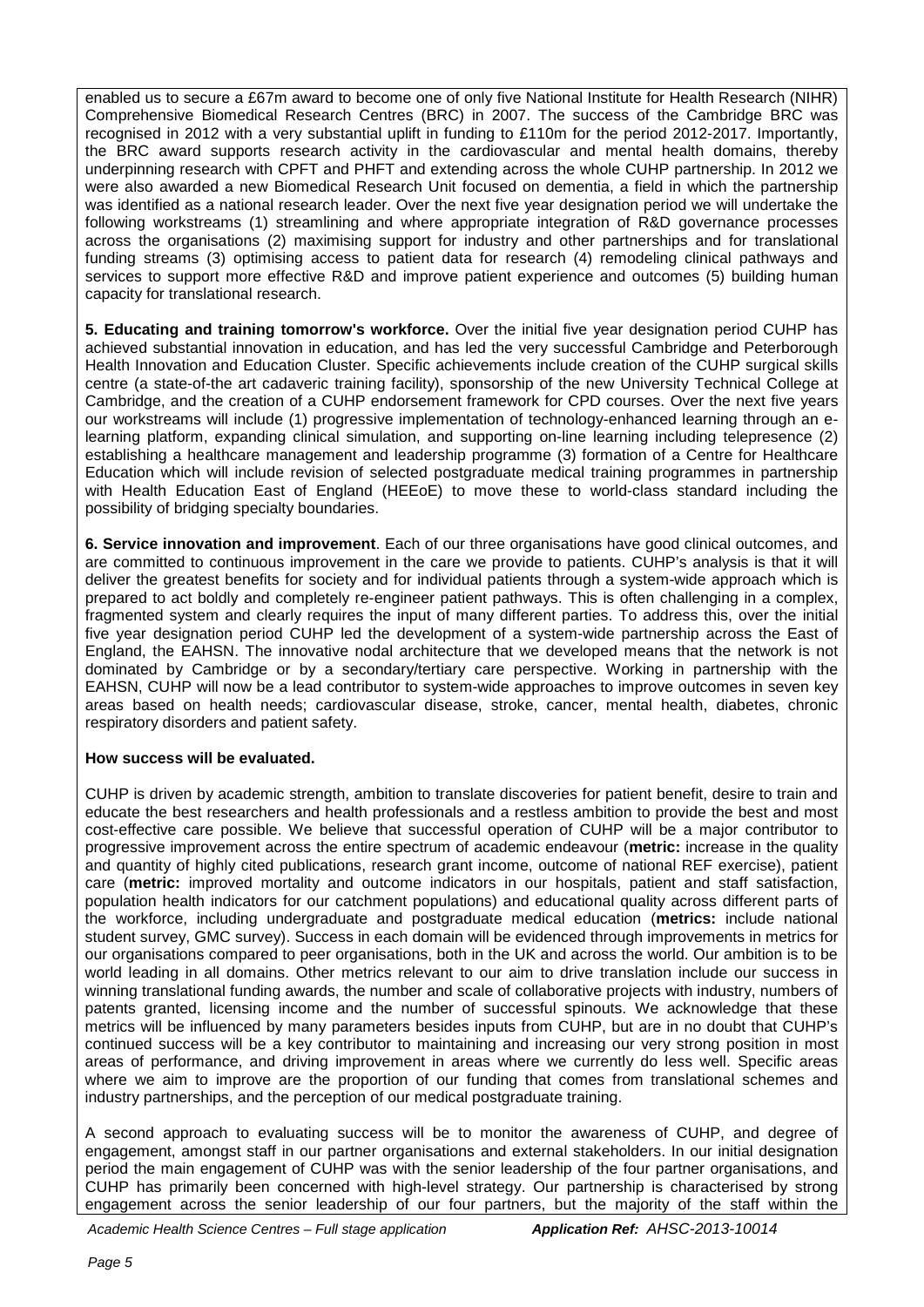enabled us to secure a £67m award to become one of only five National Institute for Health Research (NIHR) Comprehensive Biomedical Research Centres (BRC) in 2007. The success of the Cambridge BRC was recognised in 2012 with a very substantial uplift in funding to £110m for the period 2012-2017. Importantly, the BRC award supports research activity in the cardiovascular and mental health domains, thereby underpinning research with CPFT and PHFT and extending across the whole CUHP partnership. In 2012 we were also awarded a new Biomedical Research Unit focused on dementia, a field in which the partnership was identified as a national research leader. Over the next five year designation period we will undertake the following workstreams (1) streamlining and where appropriate integration of R&D governance processes across the organisations (2) maximising support for industry and other partnerships and for translational funding streams (3) optimising access to patient data for research (4) remodeling clinical pathways and services to support more effective R&D and improve patient experience and outcomes (5) building human capacity for translational research.

**5. Educating and training tomorrow's workforce.** Over the initial five year designation period CUHP has achieved substantial innovation in education, and has led the very successful Cambridge and Peterborough Health Innovation and Education Cluster. Specific achievements include creation of the CUHP surgical skills centre (a state-of-the art cadaveric training facility), sponsorship of the new University Technical College at Cambridge, and the creation of a CUHP endorsement framework for CPD courses. Over the next five years our workstreams will include (1) progressive implementation of technology-enhanced learning through an e-learning platform, expanding clinical simulation, and supporting on-line learning including telepresence (2) establishing a healthcare management and leadership programme (3) formation of a Centre for Healthcare Education which will include revision of selected postgraduate medical training programmes in partnership with Health Education East of England (HEEoE) to move these to world-class standard including the possibility of bridging specialty boundaries.

**6. Service innovation and improvement**. Each of our three organisations have good clinical outcomes, and are committed to continuous improvement in the care we provide to patients. CUHP's analysis is that it will deliver the greatest benefits for society and for individual patients through a system-wide approach which is prepared to act boldly and completely re-engineer patient pathways. This is often challenging in a complex, fragmented system and clearly requires the input of many different parties. To address this, over the initial five year designation period CUHP led the development of a system-wide partnership across the East of England, the EAHSN. The innovative nodal architecture that we developed means that the network is not dominated by Cambridge or by a secondary/tertiary care perspective. Working in partnership with the EAHSN, CUHP will now be a lead contributor to system-wide approaches to improve outcomes in seven key areas based on health needs; cardiovascular disease, stroke, cancer, mental health, diabetes, chronic respiratory disorders and patient safety.

**How success will be evaluated.**

CUHP is driven by academic strength, ambition to translate discoveries for patient benefit, desire to train and educate the best researchers and health professionals and a restless ambition to provide the best and most cost-effective care possible. We believe that successful operation of CUHP will be a major contributor to progressive improvement across the entire spectrum of academic endeavour (**metric:** increase in the quality and quantity of highly cited publications, research grant income, outcome of national REF exercise), patient care (**metric:** improved mortality and outcome indicators in our hospitals, patient and staff satisfaction, population health indicators for our catchment populations) and educational quality across different parts of the workforce, including undergraduate and postgraduate medical education (**metrics:** include national student survey, GMC survey). Success in each domain will be evidenced through improvements in metrics for our organisations compared to peer organisations, both in the UK and across the world. Our ambition is to be world leading in all domains. Other metrics relevant to our aim to drive translation include our success in winning translational funding awards, the number and scale of collaborative projects with industry, numbers of patents granted, licensing income and the number of successful spinouts. We acknowledge that these metrics will be influenced by many parameters besides inputs from CUHP, but are in no doubt that CUHP's continued success will be a key contributor to maintaining and increasing our very strong position in most areas of performance, and driving improvement in areas where we currently do less well. Specific areas where we aim to improve are the proportion of our funding that comes from translational schemes and industry partnerships, and the perception of our medical postgraduate training.

A second approach to evaluating success will be to monitor the awareness of CUHP, and degree of engagement, amongst staff in our partner organisations and external stakeholders. In our initial designation period the main engagement of CUHP was with the senior leadership of the four partner organisations, and CUHP has primarily been concerned with high-level strategy. Our partnership is characterised by strong engagement across the senior leadership of our four partners, but the majority of the staff within the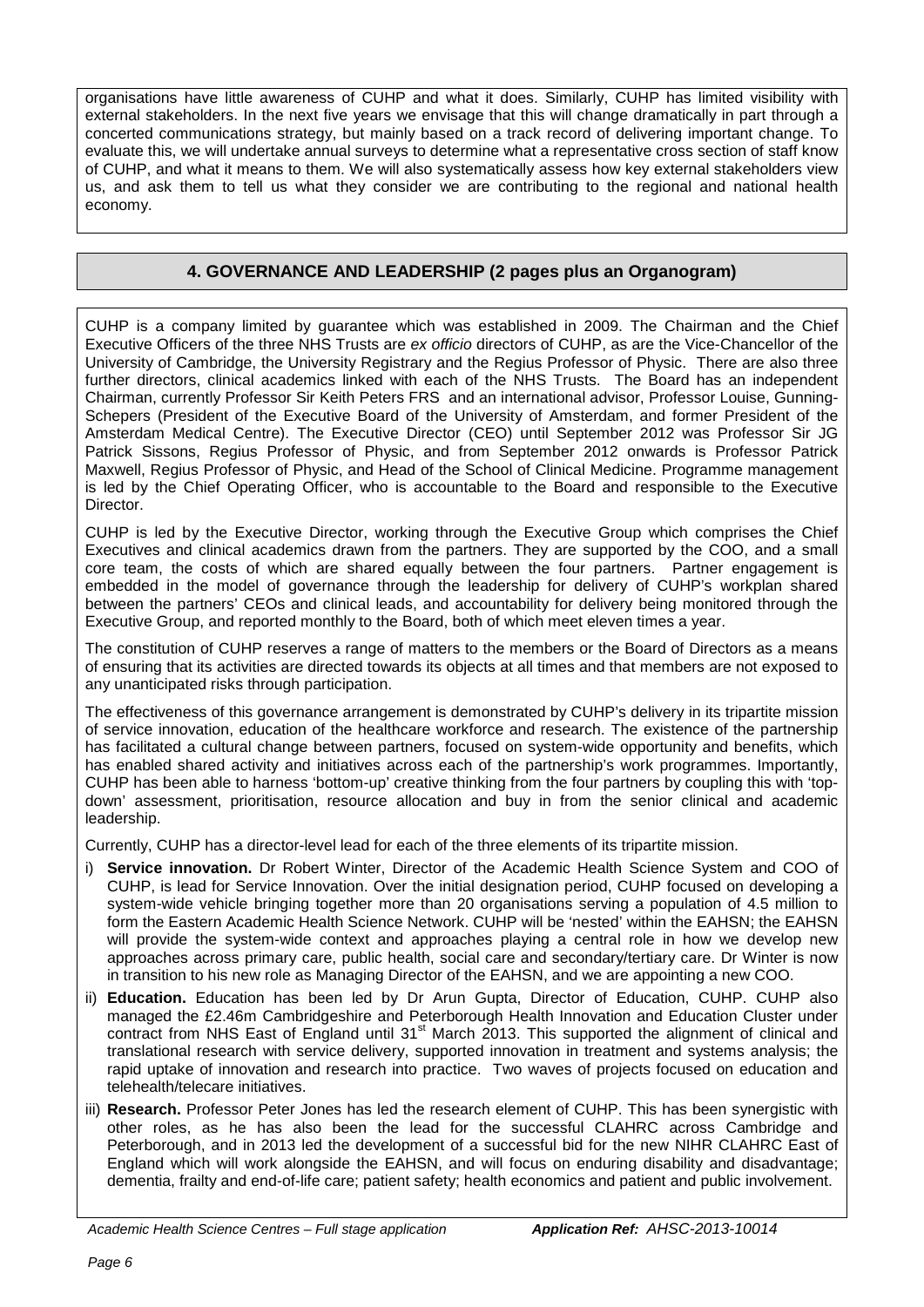organisations have little awareness of CUHP and what it does. Similarly, CUHP has limited visibility with external stakeholders. In the next five years we envisage that this will change dramatically in part through a concerted communications strategy, but mainly based on a track record of delivering important change. To evaluate this, we will undertake annual surveys to determine what a representative cross section of staff know of CUHP, and what it means to them. We will also systematically assess how key external stakeholders view us, and ask them to tell us what they consider we are contributing to the regional and national health economy.

## 4. GOVERNANCE AND LEADERSHIP (2 pages plus an Organogram)

CUHP is a company limited by guarantee which was established in 2009. The Chairman and the Chief Executive Officers of the three NHS Trusts are *ex officio* directors of CUHP, as are the Vice-Chancellor of the University of Cambridge, the University Registrary and the Regius Professor of Physic. There are also three further directors, clinical academics linked with each of the NHS Trusts. The Board has an independent Chairman, currently Professor Sir Keith Peters FRS and an international advisor, Professor Louise, Gunning-Schepers (President of the Executive Board of the University of Amsterdam, and former President of the Amsterdam Medical Centre). The Executive Director (CEO) until September 2012 was Professor Sir JG Patrick Sissons, Regius Professor of Physic, and from September 2012 onwards is Professor Patrick Maxwell, Regius Professor of Physic, and Head of the School of Clinical Medicine. Programme management is led by the Chief Operating Officer, who is accountable to the Board and responsible to the Executive Director.

CUHP is led by the Executive Director, working through the Executive Group which comprises the Chief Executives and clinical academics drawn from the partners. They are supported by the COO, and a small core team, the costs of which are shared equally between the four partners. Partner engagement is embedded in the model of governance through the leadership for delivery of CUHP's workplan shared between the partners' CEOs and clinical leads, and accountability for delivery being monitored through the Executive Group, and reported monthly to the Board, both of which meet eleven times a year.

The constitution of CUHP reserves a range of matters to the members or the Board of Directors as a means of ensuring that its activities are directed towards its objects at all times and that members are not exposed to any unanticipated risks through participation.

The effectiveness of this governance arrangement is demonstrated by CUHP's delivery in its tripartite mission of service innovation, education of the healthcare workforce and research. The existence of the partnership has facilitated a cultural change between partners, focused on system-wide opportunity and benefits, which has enabled shared activity and initiatives across each of the partnership's work programmes. Importantly, CUHP has been able to harness 'bottom-up' creative thinking from the four partners by coupling this with 'top-down' assessment, prioritisation, resource allocation and buy in from the senior clinical and academic leadership.

Currently, CUHP has a director-level lead for each of the three elements of its tripartite mission.

i) **Service innovation.** Dr Robert Winter, Director of the Academic Health Science System and COO of CUHP, is lead for Service Innovation. Over the initial designation period, CUHP focused on developing a system-wide vehicle bringing together more than 20 organisations serving a population of 4.5 million to form the Eastern Academic Health Science Network. CUHP will be 'nested' within the EAHSN; the EAHSN will provide the system-wide context and approaches playing a central role in how we develop new approaches across primary care, public health, social care and secondary/tertiary care. Dr Winter is now in transition to his new role as Managing Director of the EAHSN, and we are appointing a new COO.

ii) **Education.** Education has been led by Dr Arun Gupta, Director of Education, CUHP. CUHP also managed the £2.46m Cambridgeshire and Peterborough Health Innovation and Education Cluster under contract from NHS East of England until 31st March 2013. This supported the alignment of clinical and translational research with service delivery, supported innovation in treatment and systems analysis; the rapid uptake of innovation and research into practice. Two waves of projects focused on education and telehealth/telecare initiatives.

iii) **Research.** Professor Peter Jones has led the research element of CUHP. This has been synergistic with other roles, as he has also been the lead for the successful CLAHRC across Cambridge and Peterborough, and in 2013 led the development of a successful bid for the new NIHR CLAHRC East of England which will work alongside the EAHSN, and will focus on enduring disability and disadvantage; dementia, frailty and end-of-life care; patient safety; health economics and patient and public involvement.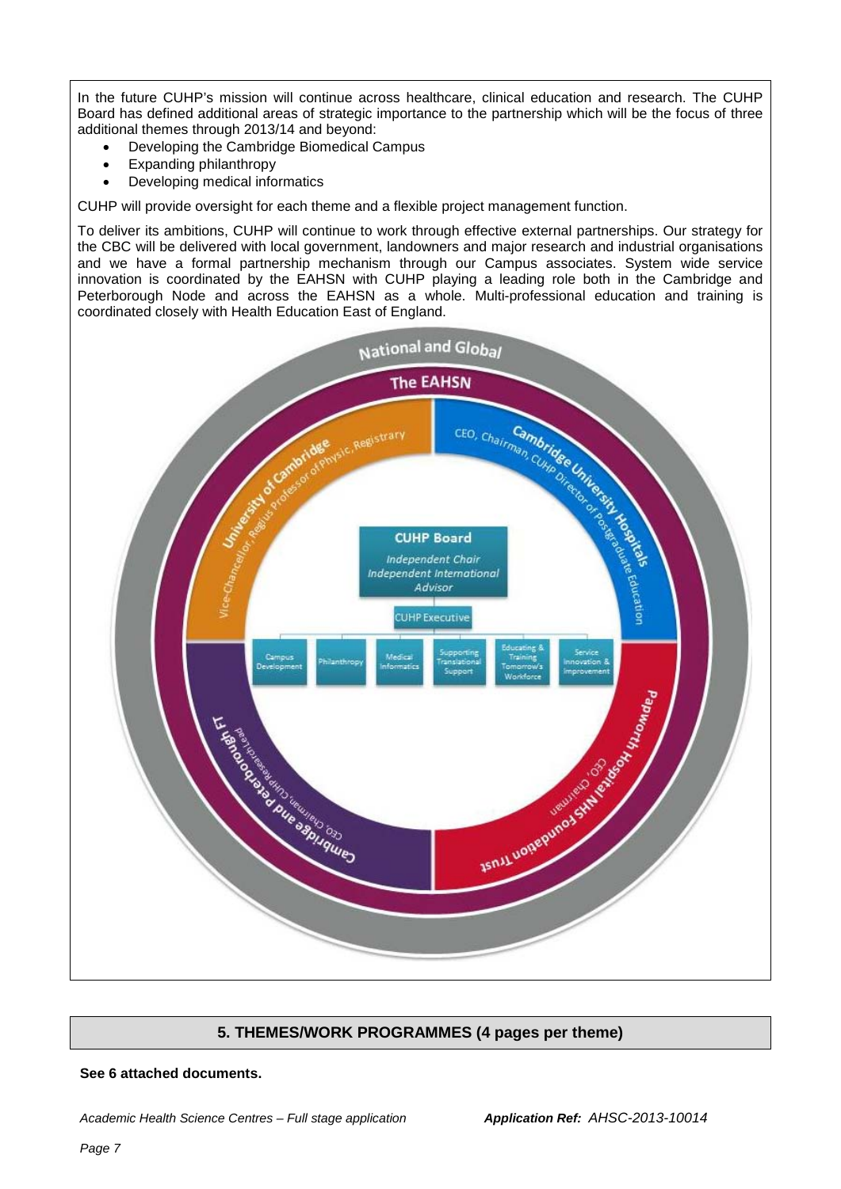In the future CUHP's mission will continue across healthcare, clinical education and research. The CUHP Board has defined additional areas of strategic importance to the partnership which will be the focus of three additional themes through 2013/14 and beyond:

- Developing the Cambridge Biomedical Campus
- Expanding philanthropy
- Developing medical informatics

CUHP will provide oversight for each theme and a flexible project management function.

To deliver its ambitions, CUHP will continue to work through effective external partnerships. Our strategy for the CBC will be delivered with local government, landowners and major research and industrial organisations and we have a formal partnership mechanism through our Campus associates. System wide service innovation is coordinated by the EAHSN with CUHP playing a leading role both in the Cambridge and Peterborough Node and across the EAHSN as a whole. Multi-professional education and training is coordinated closely with Health Education East of England.

National and Global

The EAHSN

University of Cambridge — Vice-Chancellor, Regius Professor of Physic, Registrary

Cambridge University Hospitals — CEO, Chairman, CUHP Director of Postgraduate Education

Papworth Hospital NHS Foundation Trust — CEO, Chairman

Cambridge and Peterborough FT — CEO, Chairman, CUHP Research Lead

**CUHP Board**
*Independent Chair*
*Independent International Advisor*

CUHP Executive

- Campus Development
- Philanthropy
- Medical Informatics
- Supporting Translational Support
- Educating & Training Tomorrow's Workforce
- Service Innovation & Improvement

## 5. THEMES/WORK PROGRAMMES (4 pages per theme)

**See 6 attached documents.**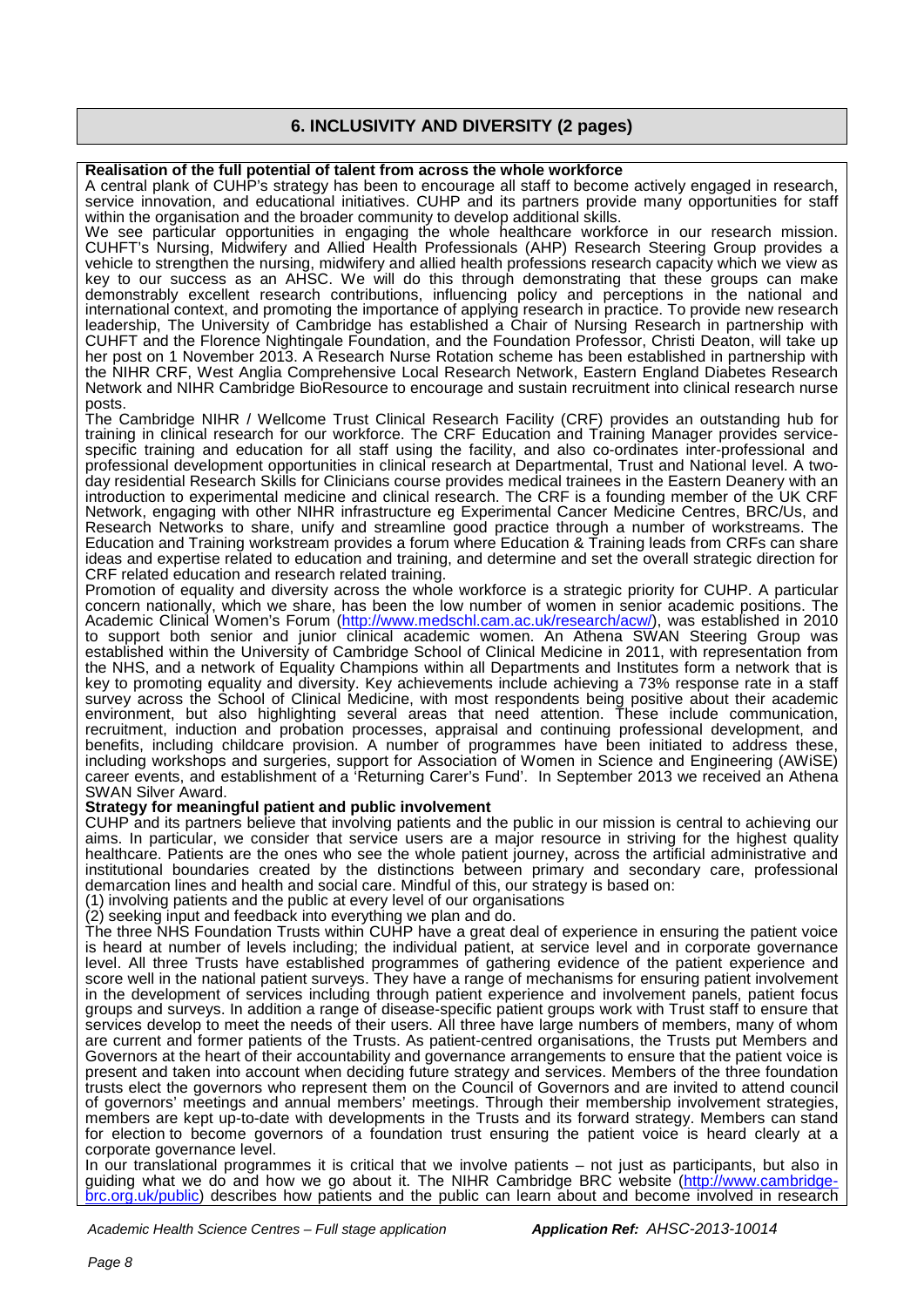## 6. INCLUSIVITY AND DIVERSITY (2 pages)

**Realisation of the full potential of talent from across the whole workforce**

A central plank of CUHP's strategy has been to encourage all staff to become actively engaged in research, service innovation, and educational initiatives. CUHP and its partners provide many opportunities for staff within the organisation and the broader community to develop additional skills.

We see particular opportunities in engaging the whole healthcare workforce in our research mission. CUHFT's Nursing, Midwifery and Allied Health Professionals (AHP) Research Steering Group provides a vehicle to strengthen the nursing, midwifery and allied health professions research capacity which we view as key to our success as an AHSC. We will do this through demonstrating that these groups can make demonstrably excellent research contributions, influencing policy and perceptions in the national and international context, and promoting the importance of applying research in practice. To provide new research leadership, The University of Cambridge has established a Chair of Nursing Research in partnership with CUHFT and the Florence Nightingale Foundation, and the Foundation Professor, Christi Deaton, will take up her post on 1 November 2013. A Research Nurse Rotation scheme has been established in partnership with the NIHR CRF, West Anglia Comprehensive Local Research Network, Eastern England Diabetes Research Network and NIHR Cambridge BioResource to encourage and sustain recruitment into clinical research nurse posts.

The Cambridge NIHR / Wellcome Trust Clinical Research Facility (CRF) provides an outstanding hub for training in clinical research for our workforce. The CRF Education and Training Manager provides service-specific training and education for all staff using the facility, and also co-ordinates inter-professional and professional development opportunities in clinical research at Departmental, Trust and National level. A two-day residential Research Skills for Clinicians course provides medical trainees in the Eastern Deanery with an introduction to experimental medicine and clinical research. The CRF is a founding member of the UK CRF Network, engaging with other NIHR infrastructure eg Experimental Cancer Medicine Centres, BRC/Us, and Research Networks to share, unify and streamline good practice through a number of workstreams. The Education and Training workstream provides a forum where Education & Training leads from CRFs can share ideas and expertise related to education and training, and determine and set the overall strategic direction for CRF related education and research related training.

Promotion of equality and diversity across the whole workforce is a strategic priority for CUHP. A particular concern nationally, which we share, has been the low number of women in senior academic positions. The Academic Clinical Women's Forum (http://www.medschl.cam.ac.uk/research/acw/), was established in 2010 to support both senior and junior clinical academic women. An Athena SWAN Steering Group was established within the University of Cambridge School of Clinical Medicine in 2011, with representation from the NHS, and a network of Equality Champions within all Departments and Institutes form a network that is key to promoting equality and diversity. Key achievements include achieving a 73% response rate in a staff survey across the School of Clinical Medicine, with most respondents being positive about their academic environment, but also highlighting several areas that need attention. These include communication, recruitment, induction and probation processes, appraisal and continuing professional development, and benefits, including childcare provision. A number of programmes have been initiated to address these, including workshops and surgeries, support for Association of Women in Science and Engineering (AWiSE) career events, and establishment of a 'Returning Carer's Fund'. In September 2013 we received an Athena SWAN Silver Award.

**Strategy for meaningful patient and public involvement**

CUHP and its partners believe that involving patients and the public in our mission is central to achieving our aims. In particular, we consider that service users are a major resource in striving for the highest quality healthcare. Patients are the ones who see the whole patient journey, across the artificial administrative and institutional boundaries created by the distinctions between primary and secondary care, professional demarcation lines and health and social care. Mindful of this, our strategy is based on:

(1) involving patients and the public at every level of our organisations
(2) seeking input and feedback into everything we plan and do.

The three NHS Foundation Trusts within CUHP have a great deal of experience in ensuring the patient voice is heard at number of levels including; the individual patient, at service level and in corporate governance level. All three Trusts have established programmes of gathering evidence of the patient experience and score well in the national patient surveys. They have a range of mechanisms for ensuring patient involvement in the development of services including through patient experience and involvement panels, patient focus groups and surveys. In addition a range of disease-specific patient groups work with Trust staff to ensure that services develop to meet the needs of their users. All three have large numbers of members, many of whom are current and former patients of the Trusts. As patient-centred organisations, the Trusts put Members and Governors at the heart of their accountability and governance arrangements to ensure that the patient voice is present and taken into account when deciding future strategy and services. Members of the three foundation trusts elect the governors who represent them on the Council of Governors and are invited to attend council of governors' meetings and annual members' meetings. Through their membership involvement strategies, members are kept up-to-date with developments in the Trusts and its forward strategy. Members can stand for election to become governors of a foundation trust ensuring the patient voice is heard clearly at a corporate governance level.

In our translational programmes it is critical that we involve patients – not just as participants, but also in guiding what we do and how we go about it. The NIHR Cambridge BRC website (http://www.cambridge-brc.org.uk/public) describes how patients and the public can learn about and become involved in research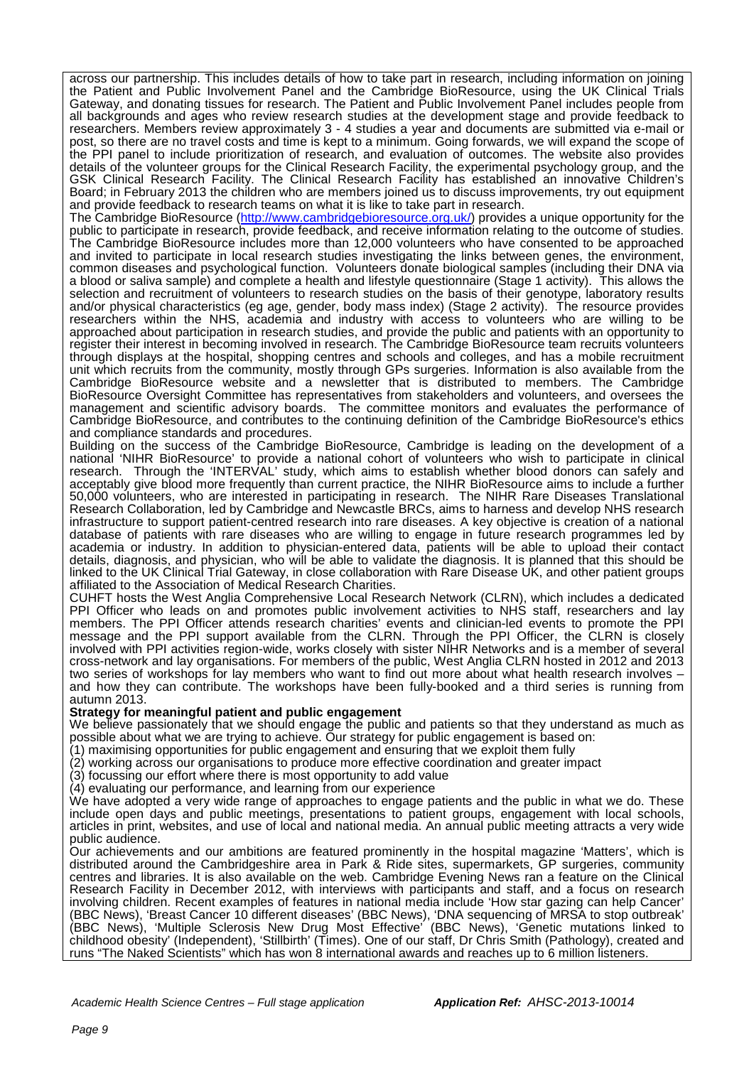across our partnership. This includes details of how to take part in research, including information on joining the Patient and Public Involvement Panel and the Cambridge BioResource, using the UK Clinical Trials Gateway, and donating tissues for research. The Patient and Public Involvement Panel includes people from all backgrounds and ages who review research studies at the development stage and provide feedback to researchers. Members review approximately 3 - 4 studies a year and documents are submitted via e-mail or post, so there are no travel costs and time is kept to a minimum. Going forwards, we will expand the scope of the PPI panel to include prioritization of research, and evaluation of outcomes. The website also provides details of the volunteer groups for the Clinical Research Facility, the experimental psychology group, and the GSK Clinical Research Facility. The Clinical Research Facility has established an innovative Children's Board; in February 2013 the children who are members joined us to discuss improvements, try out equipment and provide feedback to research teams on what it is like to take part in research.

The Cambridge BioResource (http://www.cambridgebioresource.org.uk/) provides a unique opportunity for the public to participate in research, provide feedback, and receive information relating to the outcome of studies. The Cambridge BioResource includes more than 12,000 volunteers who have consented to be approached and invited to participate in local research studies investigating the links between genes, the environment, common diseases and psychological function. Volunteers donate biological samples (including their DNA via a blood or saliva sample) and complete a health and lifestyle questionnaire (Stage 1 activity). This allows the selection and recruitment of volunteers to research studies on the basis of their genotype, laboratory results and/or physical characteristics (eg age, gender, body mass index) (Stage 2 activity). The resource provides researchers within the NHS, academia and industry with access to volunteers who are willing to be approached about participation in research studies, and provide the public and patients with an opportunity to register their interest in becoming involved in research. The Cambridge BioResource team recruits volunteers through displays at the hospital, shopping centres and schools and colleges, and has a mobile recruitment unit which recruits from the community, mostly through GPs surgeries. Information is also available from the Cambridge BioResource website and a newsletter that is distributed to members. The Cambridge BioResource Oversight Committee has representatives from stakeholders and volunteers, and oversees the management and scientific advisory boards. The committee monitors and evaluates the performance of Cambridge BioResource, and contributes to the continuing definition of the Cambridge BioResource's ethics and compliance standards and procedures.

Building on the success of the Cambridge BioResource, Cambridge is leading on the development of a national 'NIHR BioResource' to provide a national cohort of volunteers who wish to participate in clinical research. Through the 'INTERVAL' study, which aims to establish whether blood donors can safely and acceptably give blood more frequently than current practice, the NIHR BioResource aims to include a further 50,000 volunteers, who are interested in participating in research. The NIHR Rare Diseases Translational Research Collaboration, led by Cambridge and Newcastle BRCs, aims to harness and develop NHS research infrastructure to support patient-centred research into rare diseases. A key objective is creation of a national database of patients with rare diseases who are willing to engage in future research programmes led by academia or industry. In addition to physician-entered data, patients will be able to upload their contact details, diagnosis, and physician, who will be able to validate the diagnosis. It is planned that this should be linked to the UK Clinical Trial Gateway, in close collaboration with Rare Disease UK, and other patient groups affiliated to the Association of Medical Research Charities.

CUHFT hosts the West Anglia Comprehensive Local Research Network (CLRN), which includes a dedicated PPI Officer who leads on and promotes public involvement activities to NHS staff, researchers and lay members. The PPI Officer attends research charities' events and clinician-led events to promote the PPI message and the PPI support available from the CLRN. Through the PPI Officer, the CLRN is closely involved with PPI activities region-wide, works closely with sister NIHR Networks and is a member of several cross-network and lay organisations. For members of the public, West Anglia CLRN hosted in 2012 and 2013 two series of workshops for lay members who want to find out more about what health research involves – and how they can contribute. The workshops have been fully-booked and a third series is running from autumn 2013.

**Strategy for meaningful patient and public engagement**

We believe passionately that we should engage the public and patients so that they understand as much as possible about what we are trying to achieve. Our strategy for public engagement is based on:

(1) maximising opportunities for public engagement and ensuring that we exploit them fully
(2) working across our organisations to produce more effective coordination and greater impact
(3) focussing our effort where there is most opportunity to add value
(4) evaluating our performance, and learning from our experience

We have adopted a very wide range of approaches to engage patients and the public in what we do. These include open days and public meetings, presentations to patient groups, engagement with local schools, articles in print, websites, and use of local and national media. An annual public meeting attracts a very wide public audience.

Our achievements and our ambitions are featured prominently in the hospital magazine 'Matters', which is distributed around the Cambridgeshire area in Park & Ride sites, supermarkets, GP surgeries, community centres and libraries. It is also available on the web. Cambridge Evening News ran a feature on the Clinical Research Facility in December 2012, with interviews with participants and staff, and a focus on research involving children. Recent examples of features in national media include 'How star gazing can help Cancer' (BBC News), 'Breast Cancer 10 different diseases' (BBC News), 'DNA sequencing of MRSA to stop outbreak' (BBC News), 'Multiple Sclerosis New Drug Most Effective' (BBC News), 'Genetic mutations linked to childhood obesity' (Independent), 'Stillbirth' (Times). One of our staff, Dr Chris Smith (Pathology), created and runs "The Naked Scientists" which has won 8 international awards and reaches up to 6 million listeners.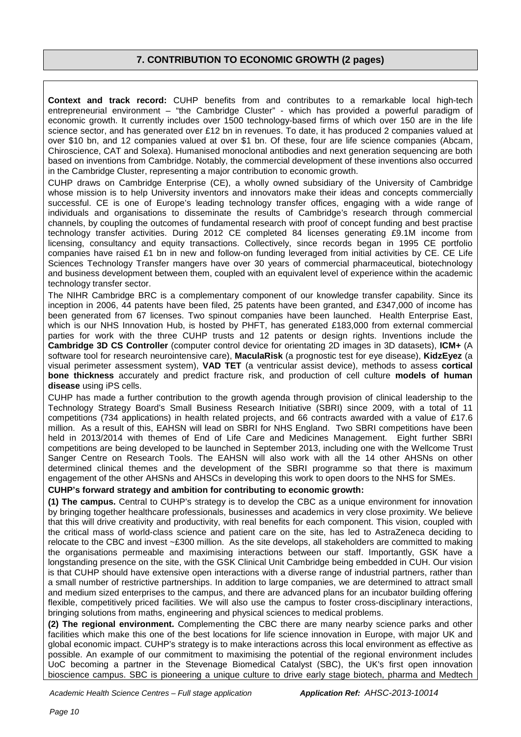## 7. CONTRIBUTION TO ECONOMIC GROWTH (2 pages)

**Context and track record:** CUHP benefits from and contributes to a remarkable local high-tech entrepreneurial environment – "the Cambridge Cluster" - which has provided a powerful paradigm of economic growth. It currently includes over 1500 technology-based firms of which over 150 are in the life science sector, and has generated over £12 bn in revenues. To date, it has produced 2 companies valued at over $10 bn, and 12 companies valued at over $1 bn. Of these, four are life science companies (Abcam, Chiroscience, CAT and Solexa). Humanised monoclonal antibodies and next generation sequencing are both based on inventions from Cambridge. Notably, the commercial development of these inventions also occurred in the Cambridge Cluster, representing a major contribution to economic growth.

CUHP draws on Cambridge Enterprise (CE), a wholly owned subsidiary of the University of Cambridge whose mission is to help University inventors and innovators make their ideas and concepts commercially successful. CE is one of Europe's leading technology transfer offices, engaging with a wide range of individuals and organisations to disseminate the results of Cambridge's research through commercial channels, by coupling the outcomes of fundamental research with proof of concept funding and best practise technology transfer activities. During 2012 CE completed 84 licenses generating £9.1M income from licensing, consultancy and equity transactions. Collectively, since records began in 1995 CE portfolio companies have raised £1 bn in new and follow-on funding leveraged from initial activities by CE. CE Life Sciences Technology Transfer mangers have over 30 years of commercial pharmaceutical, biotechnology and business development between them, coupled with an equivalent level of experience within the academic technology transfer sector.

The NIHR Cambridge BRC is a complementary component of our knowledge transfer capability. Since its inception in 2006, 44 patents have been filed, 25 patents have been granted, and £347,000 of income has been generated from 67 licenses. Two spinout companies have been launched. Health Enterprise East, which is our NHS Innovation Hub, is hosted by PHFT, has generated £183,000 from external commercial parties for work with the three CUHP trusts and 12 patents or design rights. Inventions include the **Cambridge 3D CS Controller** (computer control device for orientating 2D images in 3D datasets), **ICM+** (A software tool for research neurointensive care), **MaculaRisk** (a prognostic test for eye disease), **KidzEyez** (a visual perimeter assessment system), **VAD TET** (a ventricular assist device), methods to assess **cortical bone thickness** accurately and predict fracture risk, and production of cell culture **models of human disease** using iPS cells.

CUHP has made a further contribution to the growth agenda through provision of clinical leadership to the Technology Strategy Board's Small Business Research Initiative (SBRI) since 2009, with a total of 11 competitions (734 applications) in health related projects, and 66 contracts awarded with a value of £17.6 million. As a result of this, EAHSN will lead on SBRI for NHS England. Two SBRI competitions have been held in 2013/2014 with themes of End of Life Care and Medicines Management. Eight further SBRI competitions are being developed to be launched in September 2013, including one with the Wellcome Trust Sanger Centre on Research Tools. The EAHSN will also work with all the 14 other AHSNs on other determined clinical themes and the development of the SBRI programme so that there is maximum engagement of the other AHSNs and AHSCs in developing this work to open doors to the NHS for SMEs.

**CUHP's forward strategy and ambition for contributing to economic growth:**

**(1) The campus.** Central to CUHP's strategy is to develop the CBC as a unique environment for innovation by bringing together healthcare professionals, businesses and academics in very close proximity. We believe that this will drive creativity and productivity, with real benefits for each component. This vision, coupled with the critical mass of world-class science and patient care on the site, has led to AstraZeneca deciding to relocate to the CBC and invest ~£300 million. As the site develops, all stakeholders are committed to making the organisations permeable and maximising interactions between our staff. Importantly, GSK have a longstanding presence on the site, with the GSK Clinical Unit Cambridge being embedded in CUH. Our vision is that CUHP should have extensive open interactions with a diverse range of industrial partners, rather than a small number of restrictive partnerships. In addition to large companies, we are determined to attract small and medium sized enterprises to the campus, and there are advanced plans for an incubator building offering flexible, competitively priced facilities. We will also use the campus to foster cross-disciplinary interactions, bringing solutions from maths, engineering and physical sciences to medical problems.

**(2) The regional environment.** Complementing the CBC there are many nearby science parks and other facilities which make this one of the best locations for life science innovation in Europe, with major UK and global economic impact. CUHP's strategy is to make interactions across this local environment as effective as possible. An example of our commitment to maximising the potential of the regional environment includes UoC becoming a partner in the Stevenage Biomedical Catalyst (SBC), the UK's first open innovation bioscience campus. SBC is pioneering a unique culture to drive early stage biotech, pharma and Medtech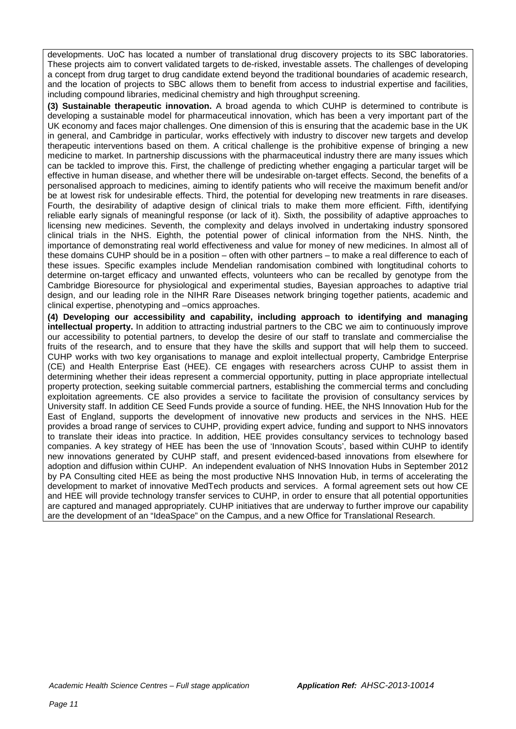developments. UoC has located a number of translational drug discovery projects to its SBC laboratories. These projects aim to convert validated targets to de-risked, investable assets. The challenges of developing a concept from drug target to drug candidate extend beyond the traditional boundaries of academic research, and the location of projects to SBC allows them to benefit from access to industrial expertise and facilities, including compound libraries, medicinal chemistry and high throughput screening.

**(3) Sustainable therapeutic innovation.** A broad agenda to which CUHP is determined to contribute is developing a sustainable model for pharmaceutical innovation, which has been a very important part of the UK economy and faces major challenges. One dimension of this is ensuring that the academic base in the UK in general, and Cambridge in particular, works effectively with industry to discover new targets and develop therapeutic interventions based on them. A critical challenge is the prohibitive expense of bringing a new medicine to market. In partnership discussions with the pharmaceutical industry there are many issues which can be tackled to improve this. First, the challenge of predicting whether engaging a particular target will be effective in human disease, and whether there will be undesirable on-target effects. Second, the benefits of a personalised approach to medicines, aiming to identify patients who will receive the maximum benefit and/or be at lowest risk for undesirable effects. Third, the potential for developing new treatments in rare diseases. Fourth, the desirability of adaptive design of clinical trials to make them more efficient. Fifth, identifying reliable early signals of meaningful response (or lack of it). Sixth, the possibility of adaptive approaches to licensing new medicines. Seventh, the complexity and delays involved in undertaking industry sponsored clinical trials in the NHS. Eighth, the potential power of clinical information from the NHS. Ninth, the importance of demonstrating real world effectiveness and value for money of new medicines. In almost all of these domains CUHP should be in a position – often with other partners – to make a real difference to each of these issues. Specific examples include Mendelian randomisation combined with longtitudinal cohorts to determine on-target efficacy and unwanted effects, volunteers who can be recalled by genotype from the Cambridge Bioresource for physiological and experimental studies, Bayesian approaches to adaptive trial design, and our leading role in the NIHR Rare Diseases network bringing together patients, academic and clinical expertise, phenotyping and –omics approaches.

**(4) Developing our accessibility and capability, including approach to identifying and managing intellectual property.** In addition to attracting industrial partners to the CBC we aim to continuously improve our accessibility to potential partners, to develop the desire of our staff to translate and commercialise the fruits of the research, and to ensure that they have the skills and support that will help them to succeed. CUHP works with two key organisations to manage and exploit intellectual property, Cambridge Enterprise (CE) and Health Enterprise East (HEE). CE engages with researchers across CUHP to assist them in determining whether their ideas represent a commercial opportunity, putting in place appropriate intellectual property protection, seeking suitable commercial partners, establishing the commercial terms and concluding exploitation agreements. CE also provides a service to facilitate the provision of consultancy services by University staff. In addition CE Seed Funds provide a source of funding. HEE, the NHS Innovation Hub for the East of England, supports the development of innovative new products and services in the NHS. HEE provides a broad range of services to CUHP, providing expert advice, funding and support to NHS innovators to translate their ideas into practice. In addition, HEE provides consultancy services to technology based companies. A key strategy of HEE has been the use of 'Innovation Scouts', based within CUHP to identify new innovations generated by CUHP staff, and present evidenced-based innovations from elsewhere for adoption and diffusion within CUHP. An independent evaluation of NHS Innovation Hubs in September 2012 by PA Consulting cited HEE as being the most productive NHS Innovation Hub, in terms of accelerating the development to market of innovative MedTech products and services. A formal agreement sets out how CE and HEE will provide technology transfer services to CUHP, in order to ensure that all potential opportunities are captured and managed appropriately. CUHP initiatives that are underway to further improve our capability are the development of an "IdeaSpace" on the Campus, and a new Office for Translational Research.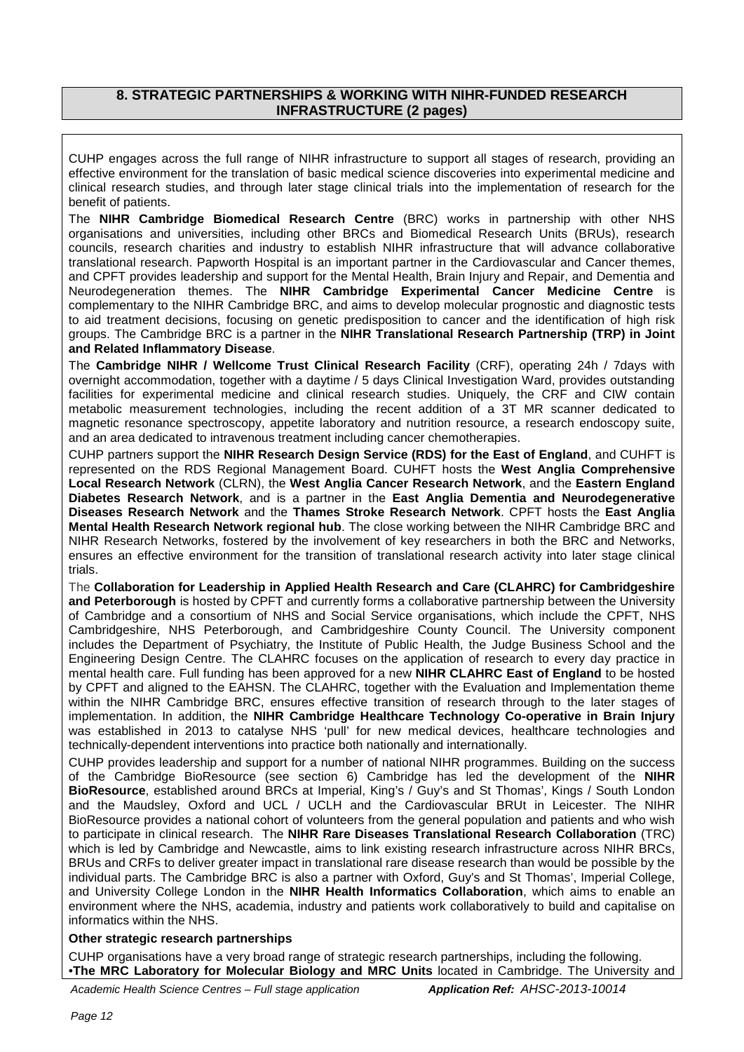## 8. STRATEGIC PARTNERSHIPS & WORKING WITH NIHR-FUNDED RESEARCH INFRASTRUCTURE (2 pages)

CUHP engages across the full range of NIHR infrastructure to support all stages of research, providing an effective environment for the translation of basic medical science discoveries into experimental medicine and clinical research studies, and through later stage clinical trials into the implementation of research for the benefit of patients.

The **NIHR Cambridge Biomedical Research Centre** (BRC) works in partnership with other NHS organisations and universities, including other BRCs and Biomedical Research Units (BRUs), research councils, research charities and industry to establish NIHR infrastructure that will advance collaborative translational research. Papworth Hospital is an important partner in the Cardiovascular and Cancer themes, and CPFT provides leadership and support for the Mental Health, Brain Injury and Repair, and Dementia and Neurodegeneration themes. The **NIHR Cambridge Experimental Cancer Medicine Centre** is complementary to the NIHR Cambridge BRC, and aims to develop molecular prognostic and diagnostic tests to aid treatment decisions, focusing on genetic predisposition to cancer and the identification of high risk groups. The Cambridge BRC is a partner in the **NIHR Translational Research Partnership (TRP) in Joint and Related Inflammatory Disease**.

The **Cambridge NIHR / Wellcome Trust Clinical Research Facility** (CRF), operating 24h / 7days with overnight accommodation, together with a daytime / 5 days Clinical Investigation Ward, provides outstanding facilities for experimental medicine and clinical research studies. Uniquely, the CRF and CIW contain metabolic measurement technologies, including the recent addition of a 3T MR scanner dedicated to magnetic resonance spectroscopy, appetite laboratory and nutrition resource, a research endoscopy suite, and an area dedicated to intravenous treatment including cancer chemotherapies.

CUHP partners support the **NIHR Research Design Service (RDS) for the East of England**, and CUHFT is represented on the RDS Regional Management Board. CUHFT hosts the **West Anglia Comprehensive Local Research Network** (CLRN), the **West Anglia Cancer Research Network**, and the **Eastern England Diabetes Research Network**, and is a partner in the **East Anglia Dementia and Neurodegenerative Diseases Research Network** and the **Thames Stroke Research Network**. CPFT hosts the **East Anglia Mental Health Research Network regional hub**. The close working between the NIHR Cambridge BRC and NIHR Research Networks, fostered by the involvement of key researchers in both the BRC and Networks, ensures an effective environment for the transition of translational research activity into later stage clinical trials.

The **Collaboration for Leadership in Applied Health Research and Care (CLAHRC) for Cambridgeshire and Peterborough** is hosted by CPFT and currently forms a collaborative partnership between the University of Cambridge and a consortium of NHS and Social Service organisations, which include the CPFT, NHS Cambridgeshire, NHS Peterborough, and Cambridgeshire County Council. The University component includes the Department of Psychiatry, the Institute of Public Health, the Judge Business School and the Engineering Design Centre. The CLAHRC focuses on the application of research to every day practice in mental health care. Full funding has been approved for a new **NIHR CLAHRC East of England** to be hosted by CPFT and aligned to the EAHSN. The CLAHRC, together with the Evaluation and Implementation theme within the NIHR Cambridge BRC, ensures effective transition of research through to the later stages of implementation. In addition, the **NIHR Cambridge Healthcare Technology Co-operative in Brain Injury** was established in 2013 to catalyse NHS 'pull' for new medical devices, healthcare technologies and technically-dependent interventions into practice both nationally and internationally.

CUHP provides leadership and support for a number of national NIHR programmes. Building on the success of the Cambridge BioResource (see section 6) Cambridge has led the development of the **NIHR BioResource**, established around BRCs at Imperial, King's / Guy's and St Thomas', Kings / South London and the Maudsley, Oxford and UCL / UCLH and the Cardiovascular BRUt in Leicester. The NIHR BioResource provides a national cohort of volunteers from the general population and patients and who wish to participate in clinical research. The **NIHR Rare Diseases Translational Research Collaboration** (TRC) which is led by Cambridge and Newcastle, aims to link existing research infrastructure across NIHR BRCs, BRUs and CRFs to deliver greater impact in translational rare disease research than would be possible by the individual parts. The Cambridge BRC is also a partner with Oxford, Guy's and St Thomas', Imperial College, and University College London in the **NIHR Health Informatics Collaboration**, which aims to enable an environment where the NHS, academia, industry and patients work collaboratively to build and capitalise on informatics within the NHS.

**Other strategic research partnerships**

CUHP organisations have a very broad range of strategic research partnerships, including the following.

•**The MRC Laboratory for Molecular Biology and MRC Units** located in Cambridge. The University and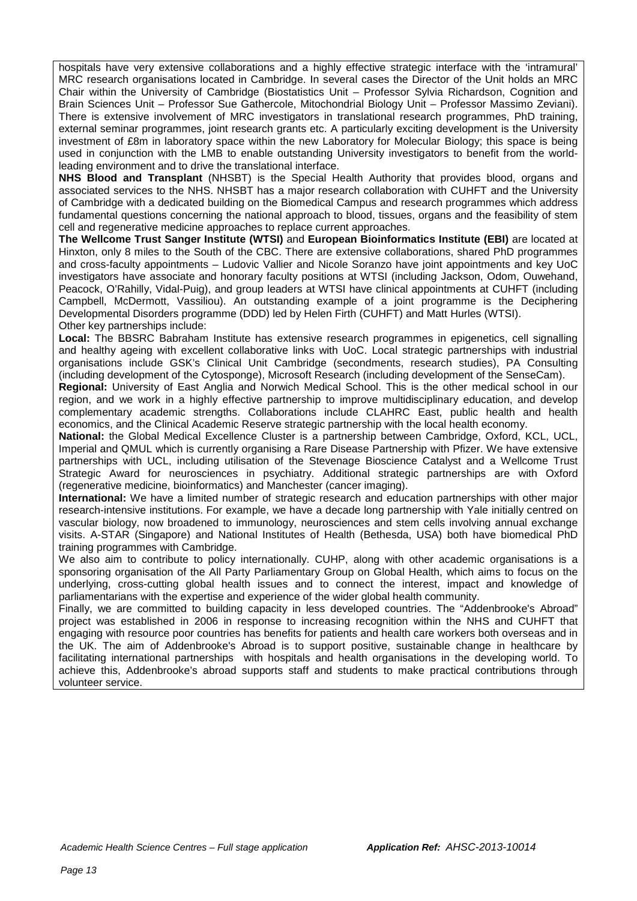hospitals have very extensive collaborations and a highly effective strategic interface with the 'intramural' MRC research organisations located in Cambridge. In several cases the Director of the Unit holds an MRC Chair within the University of Cambridge (Biostatistics Unit – Professor Sylvia Richardson, Cognition and Brain Sciences Unit – Professor Sue Gathercole, Mitochondrial Biology Unit – Professor Massimo Zeviani). There is extensive involvement of MRC investigators in translational research programmes, PhD training, external seminar programmes, joint research grants etc. A particularly exciting development is the University investment of £8m in laboratory space within the new Laboratory for Molecular Biology; this space is being used in conjunction with the LMB to enable outstanding University investigators to benefit from the world-leading environment and to drive the translational interface.

**NHS Blood and Transplant** (NHSBT) is the Special Health Authority that provides blood, organs and associated services to the NHS. NHSBT has a major research collaboration with CUHFT and the University of Cambridge with a dedicated building on the Biomedical Campus and research programmes which address fundamental questions concerning the national approach to blood, tissues, organs and the feasibility of stem cell and regenerative medicine approaches to replace current approaches.

**The Wellcome Trust Sanger Institute (WTSI)** and **European Bioinformatics Institute (EBI)** are located at Hinxton, only 8 miles to the South of the CBC. There are extensive collaborations, shared PhD programmes and cross-faculty appointments – Ludovic Vallier and Nicole Soranzo have joint appointments and key UoC investigators have associate and honorary faculty positions at WTSI (including Jackson, Odom, Ouwehand, Peacock, O'Rahilly, Vidal-Puig), and group leaders at WTSI have clinical appointments at CUHFT (including Campbell, McDermott, Vassiliou). An outstanding example of a joint programme is the Deciphering Developmental Disorders programme (DDD) led by Helen Firth (CUHFT) and Matt Hurles (WTSI).

Other key partnerships include:

**Local:** The BBSRC Babraham Institute has extensive research programmes in epigenetics, cell signalling and healthy ageing with excellent collaborative links with UoC. Local strategic partnerships with industrial organisations include GSK's Clinical Unit Cambridge (secondments, research studies), PA Consulting (including development of the Cytosponge), Microsoft Research (including development of the SenseCam).

**Regional:** University of East Anglia and Norwich Medical School. This is the other medical school in our region, and we work in a highly effective partnership to improve multidisciplinary education, and develop complementary academic strengths. Collaborations include CLAHRC East, public health and health economics, and the Clinical Academic Reserve strategic partnership with the local health economy.

**National:** the Global Medical Excellence Cluster is a partnership between Cambridge, Oxford, KCL, UCL, Imperial and QMUL which is currently organising a Rare Disease Partnership with Pfizer. We have extensive partnerships with UCL, including utilisation of the Stevenage Bioscience Catalyst and a Wellcome Trust Strategic Award for neurosciences in psychiatry. Additional strategic partnerships are with Oxford (regenerative medicine, bioinformatics) and Manchester (cancer imaging).

**International:** We have a limited number of strategic research and education partnerships with other major research-intensive institutions. For example, we have a decade long partnership with Yale initially centred on vascular biology, now broadened to immunology, neurosciences and stem cells involving annual exchange visits. A-STAR (Singapore) and National Institutes of Health (Bethesda, USA) both have biomedical PhD training programmes with Cambridge.

We also aim to contribute to policy internationally. CUHP, along with other academic organisations is a sponsoring organisation of the All Party Parliamentary Group on Global Health, which aims to focus on the underlying, cross-cutting global health issues and to connect the interest, impact and knowledge of parliamentarians with the expertise and experience of the wider global health community.

Finally, we are committed to building capacity in less developed countries. The "Addenbrooke's Abroad" project was established in 2006 in response to increasing recognition within the NHS and CUHFT that engaging with resource poor countries has benefits for patients and health care workers both overseas and in the UK. The aim of Addenbrooke's Abroad is to support positive, sustainable change in healthcare by facilitating international partnerships with hospitals and health organisations in the developing world. To achieve this, Addenbrooke's abroad supports staff and students to make practical contributions through volunteer service.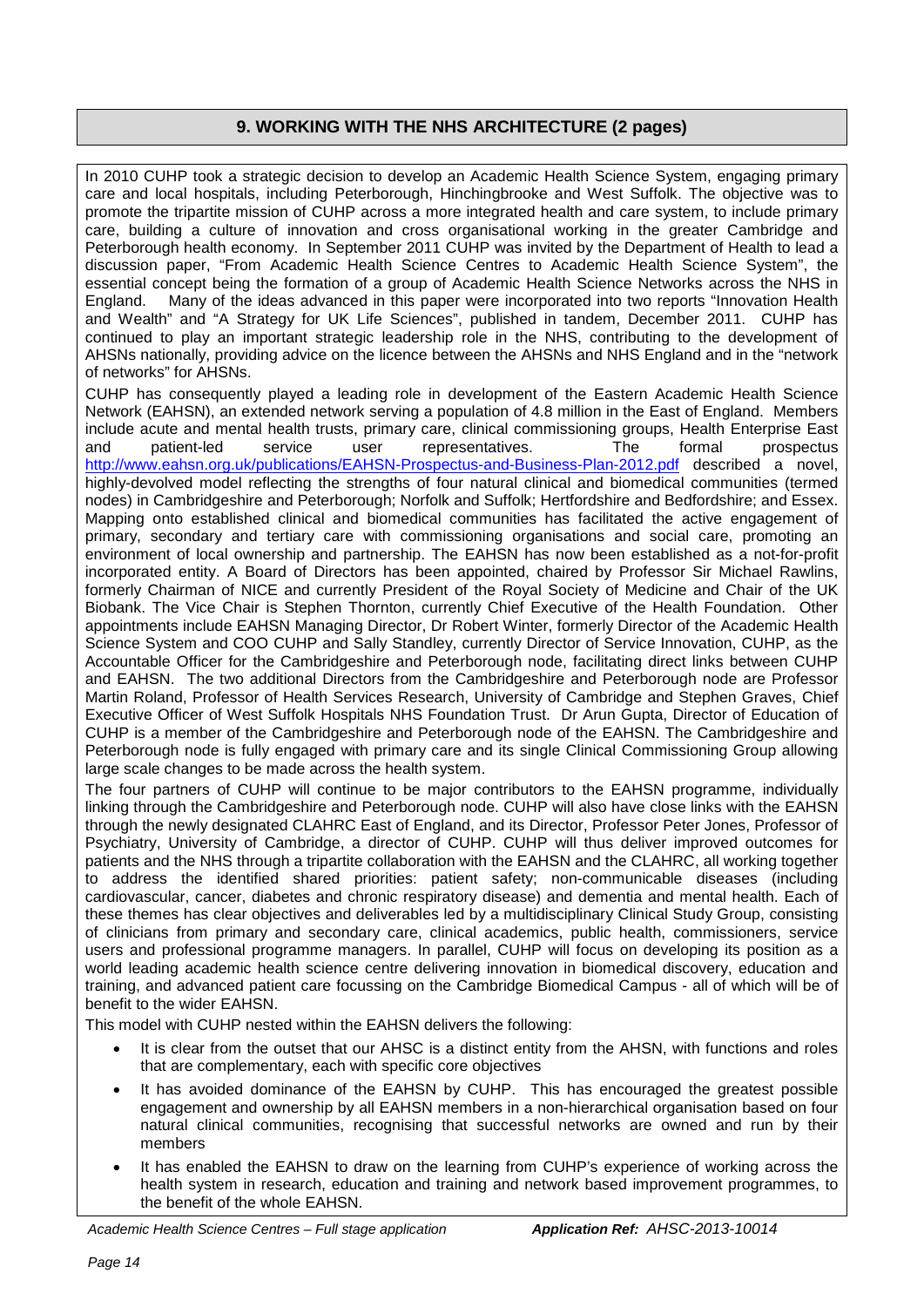## 9. WORKING WITH THE NHS ARCHITECTURE (2 pages)

In 2010 CUHP took a strategic decision to develop an Academic Health Science System, engaging primary care and local hospitals, including Peterborough, Hinchingbrooke and West Suffolk. The objective was to promote the tripartite mission of CUHP across a more integrated health and care system, to include primary care, building a culture of innovation and cross organisational working in the greater Cambridge and Peterborough health economy. In September 2011 CUHP was invited by the Department of Health to lead a discussion paper, "From Academic Health Science Centres to Academic Health Science System", the essential concept being the formation of a group of Academic Health Science Networks across the NHS in England. Many of the ideas advanced in this paper were incorporated into two reports "Innovation Health and Wealth" and "A Strategy for UK Life Sciences", published in tandem, December 2011. CUHP has continued to play an important strategic leadership role in the NHS, contributing to the development of AHSNs nationally, providing advice on the licence between the AHSNs and NHS England and in the "network of networks" for AHSNs.

CUHP has consequently played a leading role in development of the Eastern Academic Health Science Network (EAHSN), an extended network serving a population of 4.8 million in the East of England. Members include acute and mental health trusts, primary care, clinical commissioning groups, Health Enterprise East and patient-led service user representatives. The formal prospectus http://www.eahsn.org.uk/publications/EAHSN-Prospectus-and-Business-Plan-2012.pdf described a novel, highly-devolved model reflecting the strengths of four natural clinical and biomedical communities (termed nodes) in Cambridgeshire and Peterborough; Norfolk and Suffolk; Hertfordshire and Bedfordshire; and Essex. Mapping onto established clinical and biomedical communities has facilitated the active engagement of primary, secondary and tertiary care with commissioning organisations and social care, promoting an environment of local ownership and partnership. The EAHSN has now been established as a not-for-profit incorporated entity. A Board of Directors has been appointed, chaired by Professor Sir Michael Rawlins, formerly Chairman of NICE and currently President of the Royal Society of Medicine and Chair of the UK Biobank. The Vice Chair is Stephen Thornton, currently Chief Executive of the Health Foundation. Other appointments include EAHSN Managing Director, Dr Robert Winter, formerly Director of the Academic Health Science System and COO CUHP and Sally Standley, currently Director of Service Innovation, CUHP, as the Accountable Officer for the Cambridgeshire and Peterborough node, facilitating direct links between CUHP and EAHSN. The two additional Directors from the Cambridgeshire and Peterborough node are Professor Martin Roland, Professor of Health Services Research, University of Cambridge and Stephen Graves, Chief Executive Officer of West Suffolk Hospitals NHS Foundation Trust. Dr Arun Gupta, Director of Education of CUHP is a member of the Cambridgeshire and Peterborough node of the EAHSN. The Cambridgeshire and Peterborough node is fully engaged with primary care and its single Clinical Commissioning Group allowing large scale changes to be made across the health system.

The four partners of CUHP will continue to be major contributors to the EAHSN programme, individually linking through the Cambridgeshire and Peterborough node. CUHP will also have close links with the EAHSN through the newly designated CLAHRC East of England, and its Director, Professor Peter Jones, Professor of Psychiatry, University of Cambridge, a director of CUHP. CUHP will thus deliver improved outcomes for patients and the NHS through a tripartite collaboration with the EAHSN and the CLAHRC, all working together to address the identified shared priorities: patient safety; non-communicable diseases (including cardiovascular, cancer, diabetes and chronic respiratory disease) and dementia and mental health. Each of these themes has clear objectives and deliverables led by a multidisciplinary Clinical Study Group, consisting of clinicians from primary and secondary care, clinical academics, public health, commissioners, service users and professional programme managers. In parallel, CUHP will focus on developing its position as a world leading academic health science centre delivering innovation in biomedical discovery, education and training, and advanced patient care focussing on the Cambridge Biomedical Campus - all of which will be of benefit to the wider EAHSN.

This model with CUHP nested within the EAHSN delivers the following:

- It is clear from the outset that our AHSC is a distinct entity from the AHSN, with functions and roles that are complementary, each with specific core objectives
- It has avoided dominance of the EAHSN by CUHP. This has encouraged the greatest possible engagement and ownership by all EAHSN members in a non-hierarchical organisation based on four natural clinical communities, recognising that successful networks are owned and run by their members
- It has enabled the EAHSN to draw on the learning from CUHP's experience of working across the health system in research, education and training and network based improvement programmes, to the benefit of the whole EAHSN.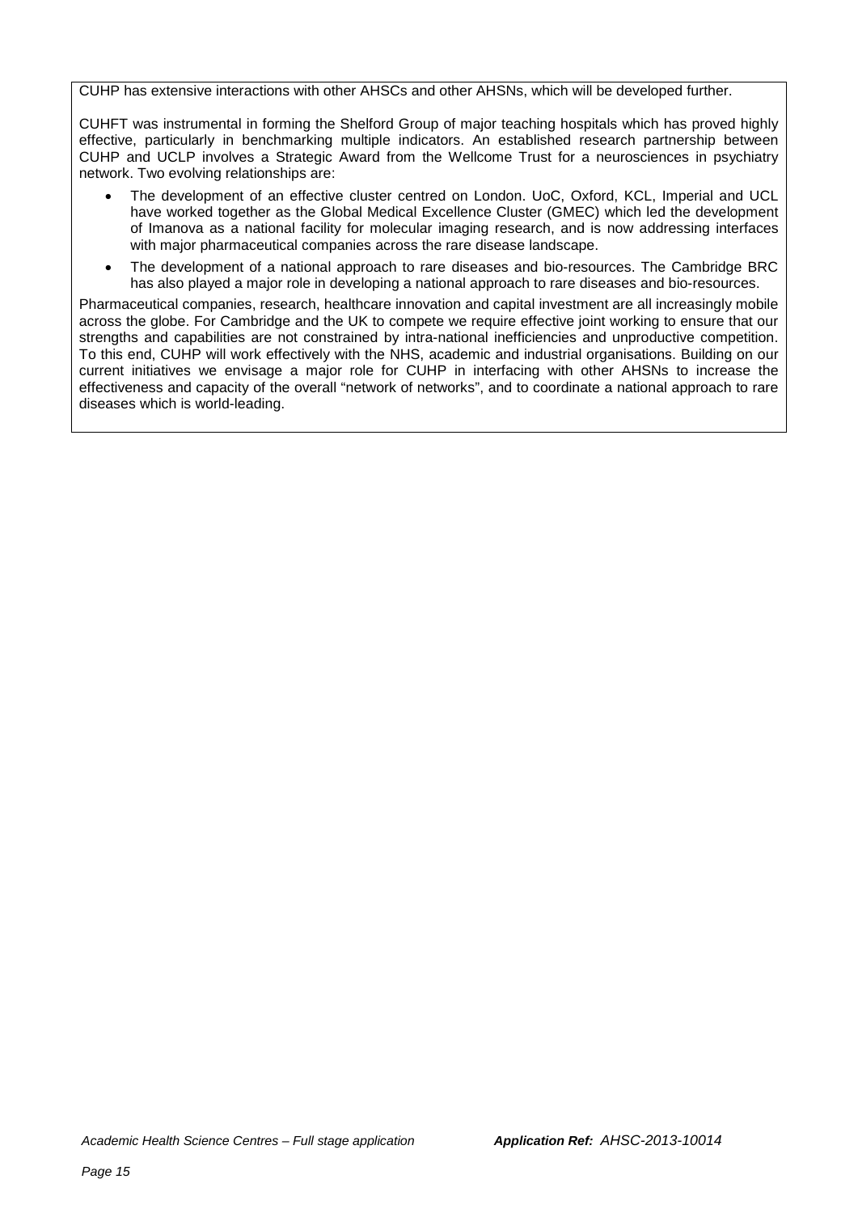CUHP has extensive interactions with other AHSCs and other AHSNs, which will be developed further.

CUHFT was instrumental in forming the Shelford Group of major teaching hospitals which has proved highly effective, particularly in benchmarking multiple indicators. An established research partnership between CUHP and UCLP involves a Strategic Award from the Wellcome Trust for a neurosciences in psychiatry network. Two evolving relationships are:

- The development of an effective cluster centred on London. UoC, Oxford, KCL, Imperial and UCL have worked together as the Global Medical Excellence Cluster (GMEC) which led the development of Imanova as a national facility for molecular imaging research, and is now addressing interfaces with major pharmaceutical companies across the rare disease landscape.
- The development of a national approach to rare diseases and bio-resources. The Cambridge BRC has also played a major role in developing a national approach to rare diseases and bio-resources.

Pharmaceutical companies, research, healthcare innovation and capital investment are all increasingly mobile across the globe. For Cambridge and the UK to compete we require effective joint working to ensure that our strengths and capabilities are not constrained by intra-national inefficiencies and unproductive competition. To this end, CUHP will work effectively with the NHS, academic and industrial organisations. Building on our current initiatives we envisage a major role for CUHP in interfacing with other AHSNs to increase the effectiveness and capacity of the overall "network of networks", and to coordinate a national approach to rare diseases which is world-leading.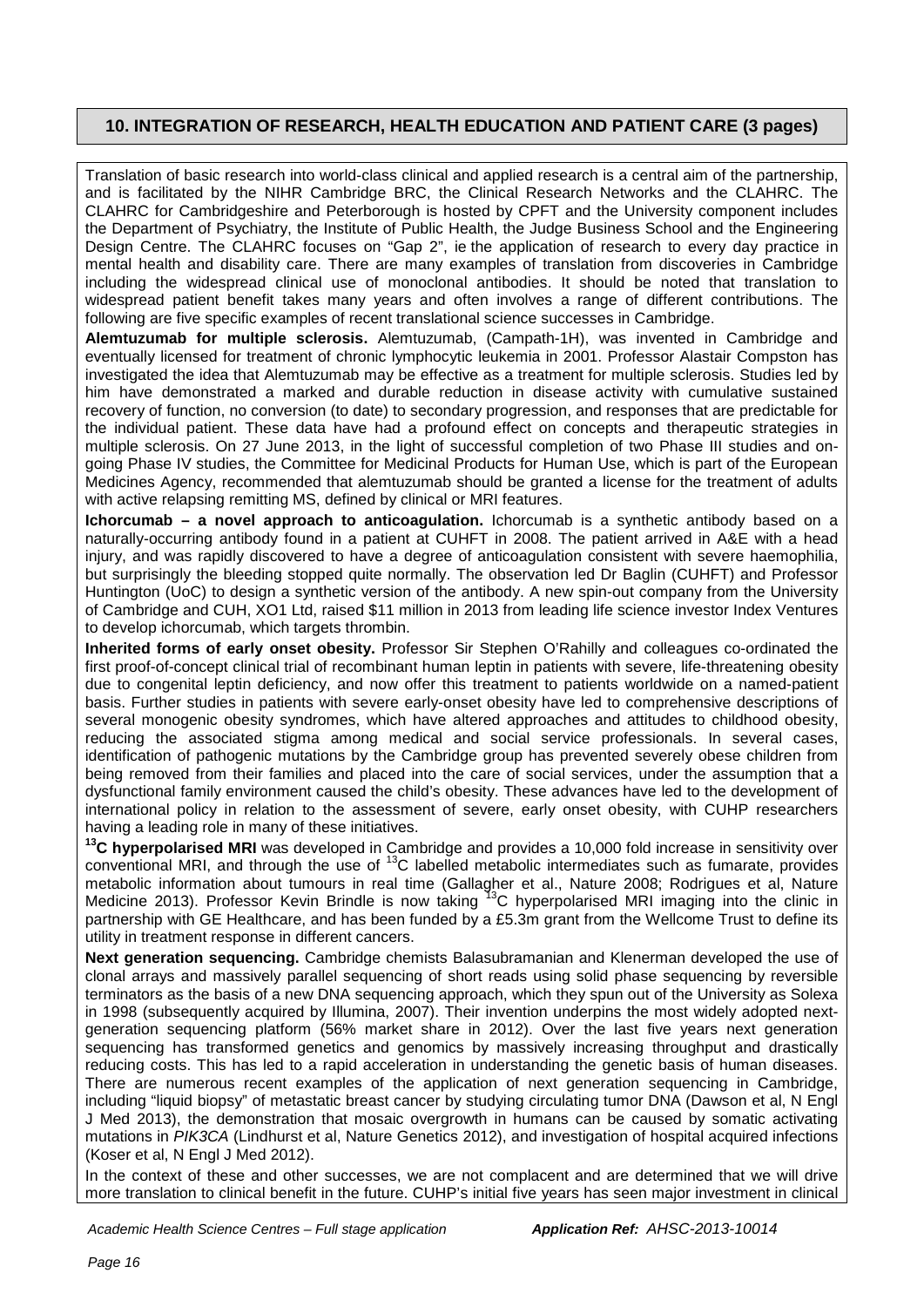## 10. INTEGRATION OF RESEARCH, HEALTH EDUCATION AND PATIENT CARE (3 pages)

Translation of basic research into world-class clinical and applied research is a central aim of the partnership, and is facilitated by the NIHR Cambridge BRC, the Clinical Research Networks and the CLAHRC. The CLAHRC for Cambridgeshire and Peterborough is hosted by CPFT and the University component includes the Department of Psychiatry, the Institute of Public Health, the Judge Business School and the Engineering Design Centre. The CLAHRC focuses on "Gap 2", ie the application of research to every day practice in mental health and disability care. There are many examples of translation from discoveries in Cambridge including the widespread clinical use of monoclonal antibodies. It should be noted that translation to widespread patient benefit takes many years and often involves a range of different contributions. The following are five specific examples of recent translational science successes in Cambridge.

**Alemtuzumab for multiple sclerosis.** Alemtuzumab, (Campath-1H), was invented in Cambridge and eventually licensed for treatment of chronic lymphocytic leukemia in 2001. Professor Alastair Compston has investigated the idea that Alemtuzumab may be effective as a treatment for multiple sclerosis. Studies led by him have demonstrated a marked and durable reduction in disease activity with cumulative sustained recovery of function, no conversion (to date) to secondary progression, and responses that are predictable for the individual patient. These data have had a profound effect on concepts and therapeutic strategies in multiple sclerosis. On 27 June 2013, in the light of successful completion of two Phase III studies and on-going Phase IV studies, the Committee for Medicinal Products for Human Use, which is part of the European Medicines Agency, recommended that alemtuzumab should be granted a license for the treatment of adults with active relapsing remitting MS, defined by clinical or MRI features.

**Ichorcumab – a novel approach to anticoagulation.** Ichorcumab is a synthetic antibody based on a naturally-occurring antibody found in a patient at CUHFT in 2008. The patient arrived in A&E with a head injury, and was rapidly discovered to have a degree of anticoagulation consistent with severe haemophilia, but surprisingly the bleeding stopped quite normally. The observation led Dr Baglin (CUHFT) and Professor Huntington (UoC) to design a synthetic version of the antibody. A new spin-out company from the University of Cambridge and CUH, XO1 Ltd, raised $11 million in 2013 from leading life science investor Index Ventures to develop ichorcumab, which targets thrombin.

**Inherited forms of early onset obesity.** Professor Sir Stephen O'Rahilly and colleagues co-ordinated the first proof-of-concept clinical trial of recombinant human leptin in patients with severe, life-threatening obesity due to congenital leptin deficiency, and now offer this treatment to patients worldwide on a named-patient basis. Further studies in patients with severe early-onset obesity have led to comprehensive descriptions of several monogenic obesity syndromes, which have altered approaches and attitudes to childhood obesity, reducing the associated stigma among medical and social service professionals. In several cases, identification of pathogenic mutations by the Cambridge group has prevented severely obese children from being removed from their families and placed into the care of social services, under the assumption that a dysfunctional family environment caused the child's obesity. These advances have led to the development of international policy in relation to the assessment of severe, early onset obesity, with CUHP researchers having a leading role in many of these initiatives.

**$^{13}$C hyperpolarised MRI** was developed in Cambridge and provides a 10,000 fold increase in sensitivity over conventional MRI, and through the use of $^{13}$C labelled metabolic intermediates such as fumarate, provides metabolic information about tumours in real time (Gallagher et al., Nature 2008; Rodrigues et al, Nature Medicine 2013). Professor Kevin Brindle is now taking $^{13}$C hyperpolarised MRI imaging into the clinic in partnership with GE Healthcare, and has been funded by a £5.3m grant from the Wellcome Trust to define its utility in treatment response in different cancers.

**Next generation sequencing.** Cambridge chemists Balasubramanian and Klenerman developed the use of clonal arrays and massively parallel sequencing of short reads using solid phase sequencing by reversible terminators as the basis of a new DNA sequencing approach, which they spun out of the University as Solexa in 1998 (subsequently acquired by Illumina, 2007). Their invention underpins the most widely adopted next-generation sequencing platform (56% market share in 2012). Over the last five years next generation sequencing has transformed genetics and genomics by massively increasing throughput and drastically reducing costs. This has led to a rapid acceleration in understanding the genetic basis of human diseases. There are numerous recent examples of the application of next generation sequencing in Cambridge, including "liquid biopsy" of metastatic breast cancer by studying circulating tumor DNA (Dawson et al, N Engl J Med 2013), the demonstration that mosaic overgrowth in humans can be caused by somatic activating mutations in *PIK3CA* (Lindhurst et al, Nature Genetics 2012), and investigation of hospital acquired infections (Koser et al, N Engl J Med 2012).

In the context of these and other successes, we are not complacent and are determined that we will drive more translation to clinical benefit in the future. CUHP's initial five years has seen major investment in clinical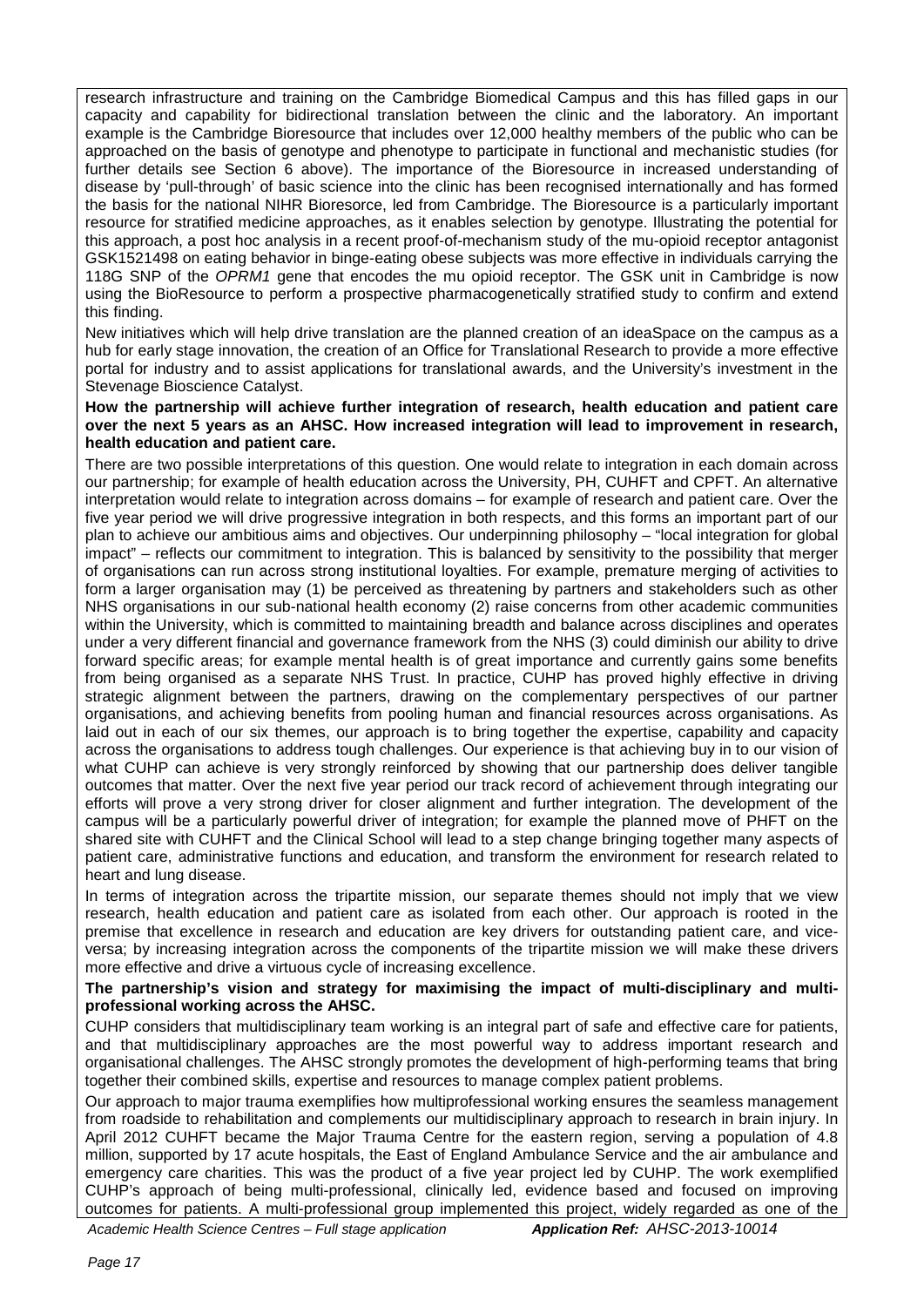research infrastructure and training on the Cambridge Biomedical Campus and this has filled gaps in our capacity and capability for bidirectional translation between the clinic and the laboratory. An important example is the Cambridge Bioresource that includes over 12,000 healthy members of the public who can be approached on the basis of genotype and phenotype to participate in functional and mechanistic studies (for further details see Section 6 above). The importance of the Bioresource in increased understanding of disease by 'pull-through' of basic science into the clinic has been recognised internationally and has formed the basis for the national NIHR Bioresorce, led from Cambridge. The Bioresource is a particularly important resource for stratified medicine approaches, as it enables selection by genotype. Illustrating the potential for this approach, a post hoc analysis in a recent proof-of-mechanism study of the mu-opioid receptor antagonist GSK1521498 on eating behavior in binge-eating obese subjects was more effective in individuals carrying the 118G SNP of the *OPRM1* gene that encodes the mu opioid receptor. The GSK unit in Cambridge is now using the BioResource to perform a prospective pharmacogenetically stratified study to confirm and extend this finding.

New initiatives which will help drive translation are the planned creation of an ideaSpace on the campus as a hub for early stage innovation, the creation of an Office for Translational Research to provide a more effective portal for industry and to assist applications for translational awards, and the University's investment in the Stevenage Bioscience Catalyst.

**How the partnership will achieve further integration of research, health education and patient care over the next 5 years as an AHSC. How increased integration will lead to improvement in research, health education and patient care.**

There are two possible interpretations of this question. One would relate to integration in each domain across our partnership; for example of health education across the University, PH, CUHFT and CPFT. An alternative interpretation would relate to integration across domains – for example of research and patient care. Over the five year period we will drive progressive integration in both respects, and this forms an important part of our plan to achieve our ambitious aims and objectives. Our underpinning philosophy – "local integration for global impact" – reflects our commitment to integration. This is balanced by sensitivity to the possibility that merger of organisations can run across strong institutional loyalties. For example, premature merging of activities to form a larger organisation may (1) be perceived as threatening by partners and stakeholders such as other NHS organisations in our sub-national health economy (2) raise concerns from other academic communities within the University, which is committed to maintaining breadth and balance across disciplines and operates under a very different financial and governance framework from the NHS (3) could diminish our ability to drive forward specific areas; for example mental health is of great importance and currently gains some benefits from being organised as a separate NHS Trust. In practice, CUHP has proved highly effective in driving strategic alignment between the partners, drawing on the complementary perspectives of our partner organisations, and achieving benefits from pooling human and financial resources across organisations. As laid out in each of our six themes, our approach is to bring together the expertise, capability and capacity across the organisations to address tough challenges. Our experience is that achieving buy in to our vision of what CUHP can achieve is very strongly reinforced by showing that our partnership does deliver tangible outcomes that matter. Over the next five year period our track record of achievement through integrating our efforts will prove a very strong driver for closer alignment and further integration. The development of the campus will be a particularly powerful driver of integration; for example the planned move of PHFT on the shared site with CUHFT and the Clinical School will lead to a step change bringing together many aspects of patient care, administrative functions and education, and transform the environment for research related to heart and lung disease.

In terms of integration across the tripartite mission, our separate themes should not imply that we view research, health education and patient care as isolated from each other. Our approach is rooted in the premise that excellence in research and education are key drivers for outstanding patient care, and vice-versa; by increasing integration across the components of the tripartite mission we will make these drivers more effective and drive a virtuous cycle of increasing excellence.

**The partnership's vision and strategy for maximising the impact of multi-disciplinary and multi-professional working across the AHSC.**

CUHP considers that multidisciplinary team working is an integral part of safe and effective care for patients, and that multidisciplinary approaches are the most powerful way to address important research and organisational challenges. The AHSC strongly promotes the development of high-performing teams that bring together their combined skills, expertise and resources to manage complex patient problems.

Our approach to major trauma exemplifies how multiprofessional working ensures the seamless management from roadside to rehabilitation and complements our multidisciplinary approach to research in brain injury. In April 2012 CUHFT became the Major Trauma Centre for the eastern region, serving a population of 4.8 million, supported by 17 acute hospitals, the East of England Ambulance Service and the air ambulance and emergency care charities. This was the product of a five year project led by CUHP. The work exemplified CUHP's approach of being multi-professional, clinically led, evidence based and focused on improving outcomes for patients. A multi-professional group implemented this project, widely regarded as one of the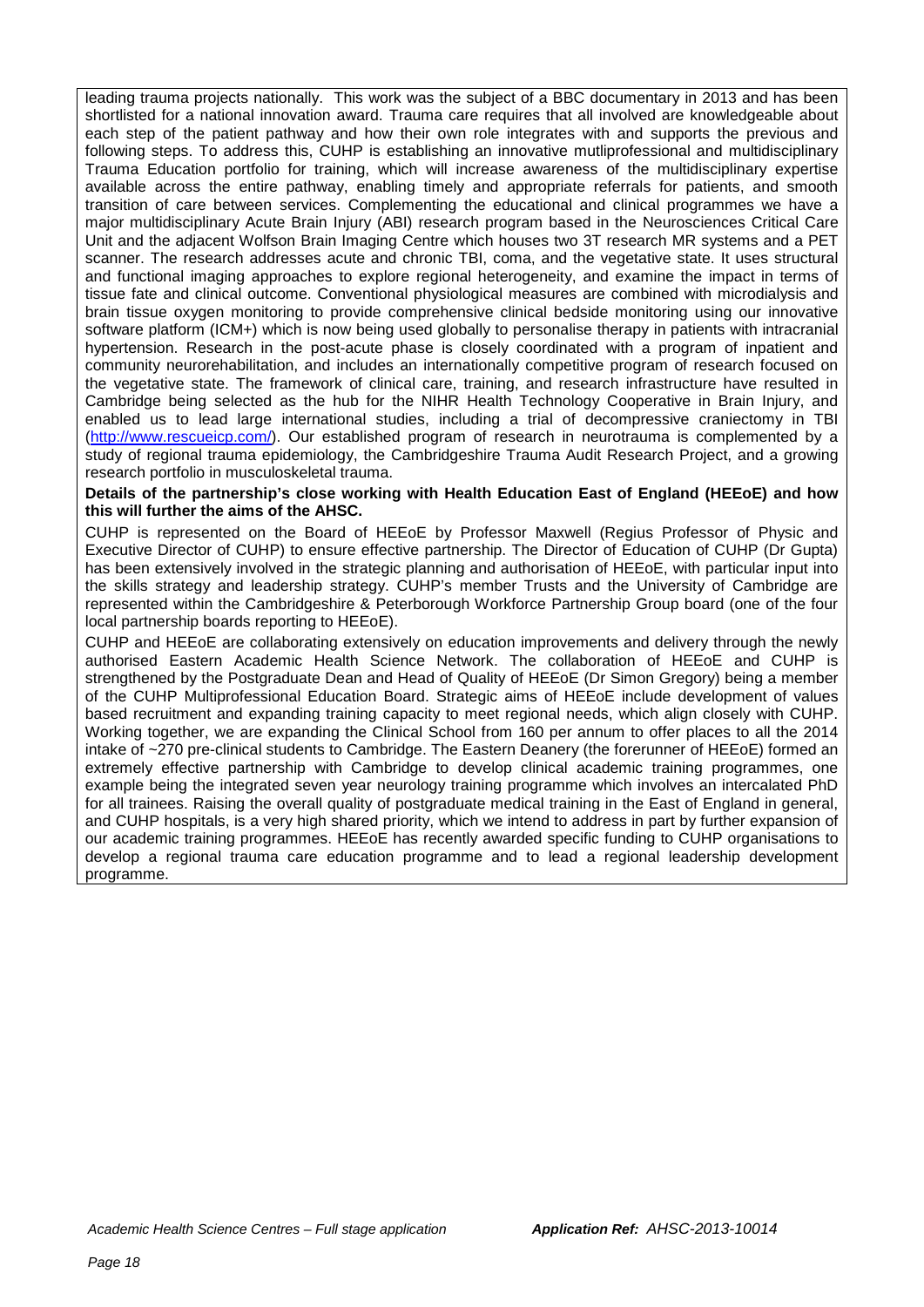leading trauma projects nationally. This work was the subject of a BBC documentary in 2013 and has been shortlisted for a national innovation award. Trauma care requires that all involved are knowledgeable about each step of the patient pathway and how their own role integrates with and supports the previous and following steps. To address this, CUHP is establishing an innovative mutliprofessional and multidisciplinary Trauma Education portfolio for training, which will increase awareness of the multidisciplinary expertise available across the entire pathway, enabling timely and appropriate referrals for patients, and smooth transition of care between services. Complementing the educational and clinical programmes we have a major multidisciplinary Acute Brain Injury (ABI) research program based in the Neurosciences Critical Care Unit and the adjacent Wolfson Brain Imaging Centre which houses two 3T research MR systems and a PET scanner. The research addresses acute and chronic TBI, coma, and the vegetative state. It uses structural and functional imaging approaches to explore regional heterogeneity, and examine the impact in terms of tissue fate and clinical outcome. Conventional physiological measures are combined with microdialysis and brain tissue oxygen monitoring to provide comprehensive clinical bedside monitoring using our innovative software platform (ICM+) which is now being used globally to personalise therapy in patients with intracranial hypertension. Research in the post-acute phase is closely coordinated with a program of inpatient and community neurorehabilitation, and includes an internationally competitive program of research focused on the vegetative state. The framework of clinical care, training, and research infrastructure have resulted in Cambridge being selected as the hub for the NIHR Health Technology Cooperative in Brain Injury, and enabled us to lead large international studies, including a trial of decompressive craniectomy in TBI (http://www.rescueicp.com/). Our established program of research in neurotrauma is complemented by a study of regional trauma epidemiology, the Cambridgeshire Trauma Audit Research Project, and a growing research portfolio in musculoskeletal trauma.

**Details of the partnership's close working with Health Education East of England (HEEoE) and how this will further the aims of the AHSC.**

CUHP is represented on the Board of HEEoE by Professor Maxwell (Regius Professor of Physic and Executive Director of CUHP) to ensure effective partnership. The Director of Education of CUHP (Dr Gupta) has been extensively involved in the strategic planning and authorisation of HEEoE, with particular input into the skills strategy and leadership strategy. CUHP's member Trusts and the University of Cambridge are represented within the Cambridgeshire & Peterborough Workforce Partnership Group board (one of the four local partnership boards reporting to HEEoE).

CUHP and HEEoE are collaborating extensively on education improvements and delivery through the newly authorised Eastern Academic Health Science Network. The collaboration of HEEoE and CUHP is strengthened by the Postgraduate Dean and Head of Quality of HEEoE (Dr Simon Gregory) being a member of the CUHP Multiprofessional Education Board. Strategic aims of HEEoE include development of values based recruitment and expanding training capacity to meet regional needs, which align closely with CUHP. Working together, we are expanding the Clinical School from 160 per annum to offer places to all the 2014 intake of ~270 pre-clinical students to Cambridge. The Eastern Deanery (the forerunner of HEEoE) formed an extremely effective partnership with Cambridge to develop clinical academic training programmes, one example being the integrated seven year neurology training programme which involves an intercalated PhD for all trainees. Raising the overall quality of postgraduate medical training in the East of England in general, and CUHP hospitals, is a very high shared priority, which we intend to address in part by further expansion of our academic training programmes. HEEoE has recently awarded specific funding to CUHP organisations to develop a regional trauma care education programme and to lead a regional leadership development programme.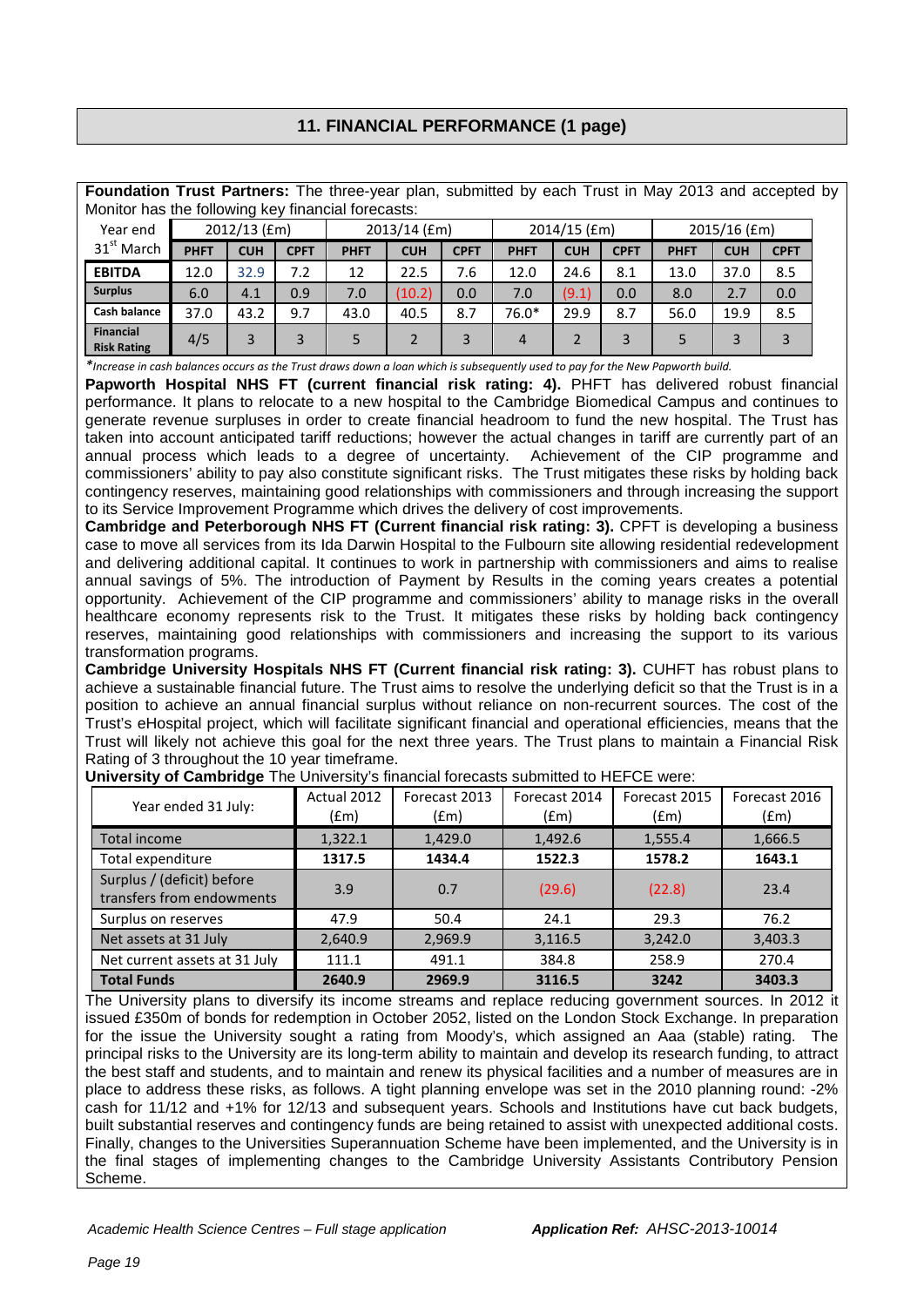## 11. FINANCIAL PERFORMANCE (1 page)

**Foundation Trust Partners:** The three-year plan, submitted by each Trust in May 2013 and accepted by Monitor has the following key financial forecasts:

| Year end 31st March | 2012/13 (£m) | | | 2013/14 (£m) | | | 2014/15 (£m) | | | 2015/16 (£m) | | |
|---|---|---|---|---|---|---|---|---|---|---|---|---|
| | PHFT | CUH | CPFT | PHFT | CUH | CPFT | PHFT | CUH | CPFT | PHFT | CUH | CPFT |
| **EBITDA** | 12.0 | 32.9 | 7.2 | 12 | 22.5 | 7.6 | 12.0 | 24.6 | 8.1 | 13.0 | 37.0 | 8.5 |
| **Surplus** | 6.0 | 4.1 | 0.9 | 7.0 | (10.2) | 0.0 | 7.0 | (9.1) | 0.0 | 8.0 | 2.7 | 0.0 |
| **Cash balance** | 37.0 | 43.2 | 9.7 | 43.0 | 40.5 | 8.7 | 76.0* | 29.9 | 8.7 | 56.0 | 19.9 | 8.5 |
| **Financial Risk Rating** | 4/5 | 3 | 3 | 5 | 2 | 3 | 4 | 2 | 3 | 5 | 3 | 3 |

*\*Increase in cash balances occurs as the Trust draws down a loan which is subsequently used to pay for the New Papworth build.*

**Papworth Hospital NHS FT (current financial risk rating: 4).** PHFT has delivered robust financial performance. It plans to relocate to a new hospital to the Cambridge Biomedical Campus and continues to generate revenue surpluses in order to create financial headroom to fund the new hospital. The Trust has taken into account anticipated tariff reductions; however the actual changes in tariff are currently part of an annual process which leads to a degree of uncertainty. Achievement of the CIP programme and commissioners' ability to pay also constitute significant risks. The Trust mitigates these risks by holding back contingency reserves, maintaining good relationships with commissioners and through increasing the support to its Service Improvement Programme which drives the delivery of cost improvements.

**Cambridge and Peterborough NHS FT (Current financial risk rating: 3).** CPFT is developing a business case to move all services from its Ida Darwin Hospital to the Fulbourn site allowing residential redevelopment and delivering additional capital. It continues to work in partnership with commissioners and aims to realise annual savings of 5%. The introduction of Payment by Results in the coming years creates a potential opportunity. Achievement of the CIP programme and commissioners' ability to manage risks in the overall healthcare economy represents risk to the Trust. It mitigates these risks by holding back contingency reserves, maintaining good relationships with commissioners and increasing the support to its various transformation programs.

**Cambridge University Hospitals NHS FT (Current financial risk rating: 3).** CUHFT has robust plans to achieve a sustainable financial future. The Trust aims to resolve the underlying deficit so that the Trust is in a position to achieve an annual financial surplus without reliance on non-recurrent sources. The cost of the Trust's eHospital project, which will facilitate significant financial and operational efficiencies, means that the Trust will likely not achieve this goal for the next three years. The Trust plans to maintain a Financial Risk Rating of 3 throughout the 10 year timeframe.

**University of Cambridge** The University's financial forecasts submitted to HEFCE were:

| Year ended 31 July: | Actual 2012 (£m) | Forecast 2013 (£m) | Forecast 2014 (£m) | Forecast 2015 (£m) | Forecast 2016 (£m) |
|---|---|---|---|---|---|
| Total income | 1,322.1 | 1,429.0 | 1,492.6 | 1,555.4 | 1,666.5 |
| Total expenditure | **1317.5** | **1434.4** | **1522.3** | **1578.2** | **1643.1** |
| Surplus / (deficit) before transfers from endowments | 3.9 | 0.7 | (29.6) | (22.8) | 23.4 |
| Surplus on reserves | 47.9 | 50.4 | 24.1 | 29.3 | 76.2 |
| Net assets at 31 July | 2,640.9 | 2,969.9 | 3,116.5 | 3,242.0 | 3,403.3 |
| Net current assets at 31 July | 111.1 | 491.1 | 384.8 | 258.9 | 270.4 |
| **Total Funds** | **2640.9** | **2969.9** | **3116.5** | **3242** | **3403.3** |

The University plans to diversify its income streams and replace reducing government sources. In 2012 it issued £350m of bonds for redemption in October 2052, listed on the London Stock Exchange. In preparation for the issue the University sought a rating from Moody's, which assigned an Aaa (stable) rating. The principal risks to the University are its long-term ability to maintain and develop its research funding, to attract the best staff and students, and to maintain and renew its physical facilities and a number of measures are in place to address these risks, as follows. A tight planning envelope was set in the 2010 planning round: -2% cash for 11/12 and +1% for 12/13 and subsequent years. Schools and Institutions have cut back budgets, built substantial reserves and contingency funds are being retained to assist with unexpected additional costs. Finally, changes to the Universities Superannuation Scheme have been implemented, and the University is in the final stages of implementing changes to the Cambridge University Assistants Contributory Pension Scheme.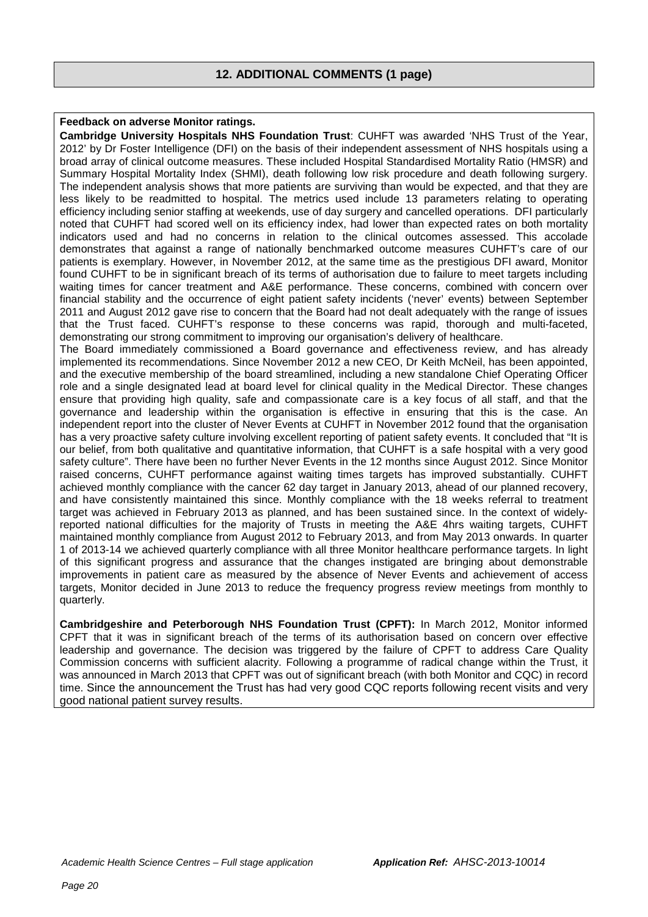## 12. ADDITIONAL COMMENTS (1 page)

**Feedback on adverse Monitor ratings.**

**Cambridge University Hospitals NHS Foundation Trust**: CUHFT was awarded 'NHS Trust of the Year, 2012' by Dr Foster Intelligence (DFI) on the basis of their independent assessment of NHS hospitals using a broad array of clinical outcome measures. These included Hospital Standardised Mortality Ratio (HMSR) and Summary Hospital Mortality Index (SHMI), death following low risk procedure and death following surgery. The independent analysis shows that more patients are surviving than would be expected, and that they are less likely to be readmitted to hospital. The metrics used include 13 parameters relating to operating efficiency including senior staffing at weekends, use of day surgery and cancelled operations. DFI particularly noted that CUHFT had scored well on its efficiency index, had lower than expected rates on both mortality indicators used and had no concerns in relation to the clinical outcomes assessed. This accolade demonstrates that against a range of nationally benchmarked outcome measures CUHFT's care of our patients is exemplary. However, in November 2012, at the same time as the prestigious DFI award, Monitor found CUHFT to be in significant breach of its terms of authorisation due to failure to meet targets including waiting times for cancer treatment and A&E performance. These concerns, combined with concern over financial stability and the occurrence of eight patient safety incidents ('never' events) between September 2011 and August 2012 gave rise to concern that the Board had not dealt adequately with the range of issues that the Trust faced. CUHFT's response to these concerns was rapid, thorough and multi-faceted, demonstrating our strong commitment to improving our organisation's delivery of healthcare.

The Board immediately commissioned a Board governance and effectiveness review, and has already implemented its recommendations. Since November 2012 a new CEO, Dr Keith McNeil, has been appointed, and the executive membership of the board streamlined, including a new standalone Chief Operating Officer role and a single designated lead at board level for clinical quality in the Medical Director. These changes ensure that providing high quality, safe and compassionate care is a key focus of all staff, and that the governance and leadership within the organisation is effective in ensuring that this is the case. An independent report into the cluster of Never Events at CUHFT in November 2012 found that the organisation has a very proactive safety culture involving excellent reporting of patient safety events. It concluded that "It is our belief, from both qualitative and quantitative information, that CUHFT is a safe hospital with a very good safety culture". There have been no further Never Events in the 12 months since August 2012. Since Monitor raised concerns, CUHFT performance against waiting times targets has improved substantially. CUHFT achieved monthly compliance with the cancer 62 day target in January 2013, ahead of our planned recovery, and have consistently maintained this since. Monthly compliance with the 18 weeks referral to treatment target was achieved in February 2013 as planned, and has been sustained since. In the context of widely-reported national difficulties for the majority of Trusts in meeting the A&E 4hrs waiting targets, CUHFT maintained monthly compliance from August 2012 to February 2013, and from May 2013 onwards. In quarter 1 of 2013-14 we achieved quarterly compliance with all three Monitor healthcare performance targets. In light of this significant progress and assurance that the changes instigated are bringing about demonstrable improvements in patient care as measured by the absence of Never Events and achievement of access targets, Monitor decided in June 2013 to reduce the frequency progress review meetings from monthly to quarterly.

**Cambridgeshire and Peterborough NHS Foundation Trust (CPFT):** In March 2012, Monitor informed CPFT that it was in significant breach of the terms of its authorisation based on concern over effective leadership and governance. The decision was triggered by the failure of CPFT to address Care Quality Commission concerns with sufficient alacrity. Following a programme of radical change within the Trust, it was announced in March 2013 that CPFT was out of significant breach (with both Monitor and CQC) in record time. Since the announcement the Trust has had very good CQC reports following recent visits and very good national patient survey results.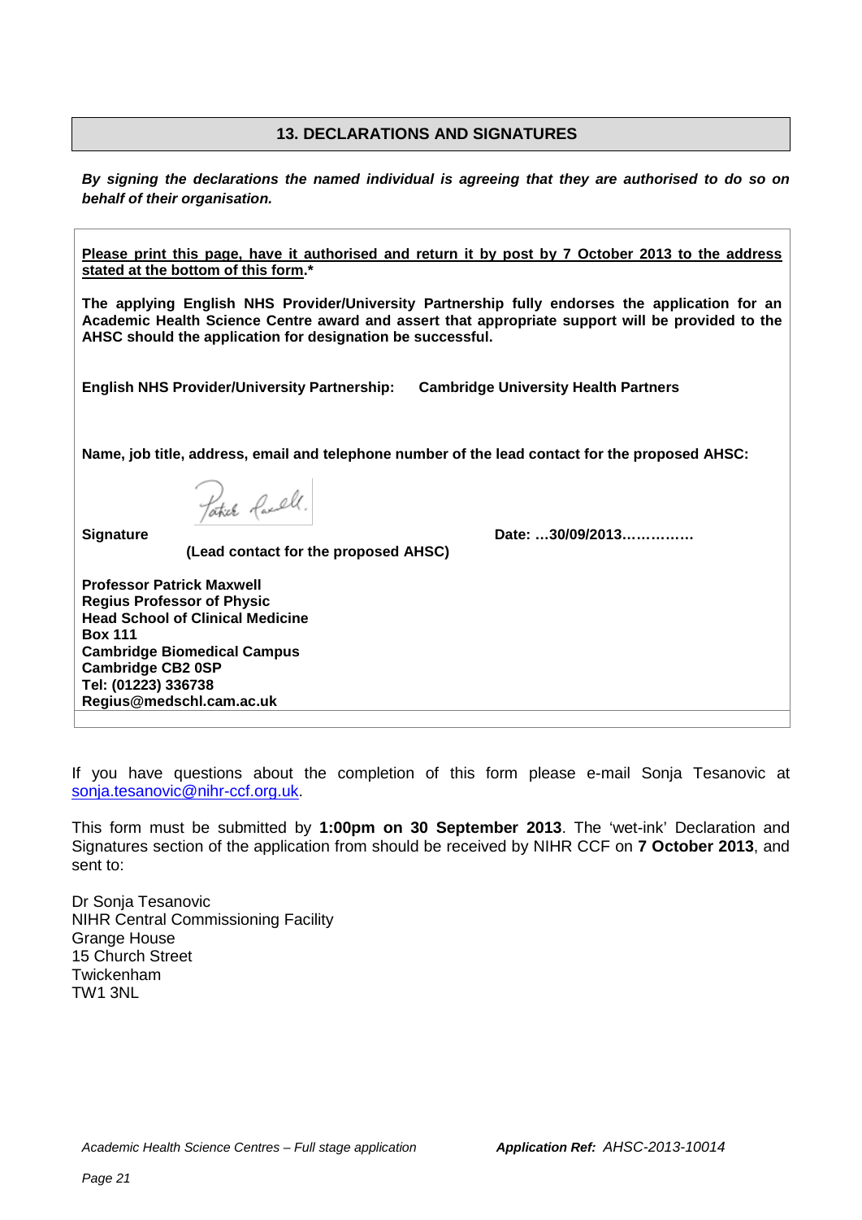## 13. DECLARATIONS AND SIGNATURES

***By signing the declarations the named individual is agreeing that they are authorised to do so on behalf of their organisation.***

**Please print this page, have it authorised and return it by post by 7 October 2013 to the address stated at the bottom of this form.***

**The applying English NHS Provider/University Partnership fully endorses the application for an Academic Health Science Centre award and assert that appropriate support will be provided to the AHSC should the application for designation be successful.**

**English NHS Provider/University Partnership:** **Cambridge University Health Partners**

**Name, job title, address, email and telephone number of the lead contact for the proposed AHSC:**

**Signature** Patrick Maxwell **Date: …30/09/2013……………**

**(Lead contact for the proposed AHSC)**

**Professor Patrick Maxwell**
**Regius Professor of Physic**
**Head School of Clinical Medicine**
**Box 111**
**Cambridge Biomedical Campus**
**Cambridge CB2 0SP**
**Tel: (01223) 336738**
**Regius@medschl.cam.ac.uk**

If you have questions about the completion of this form please e-mail Sonja Tesanovic at sonja.tesanovic@nihr-ccf.org.uk.

This form must be submitted by **1:00pm on 30 September 2013**. The 'wet-ink' Declaration and Signatures section of the application from should be received by NIHR CCF on **7 October 2013**, and sent to:

Dr Sonja Tesanovic
NIHR Central Commissioning Facility
Grange House
15 Church Street
Twickenham
TW1 3NL

*Academic Health Science Centres – Full stage application* ***Application Ref:*** *AHSC-2013-10014*